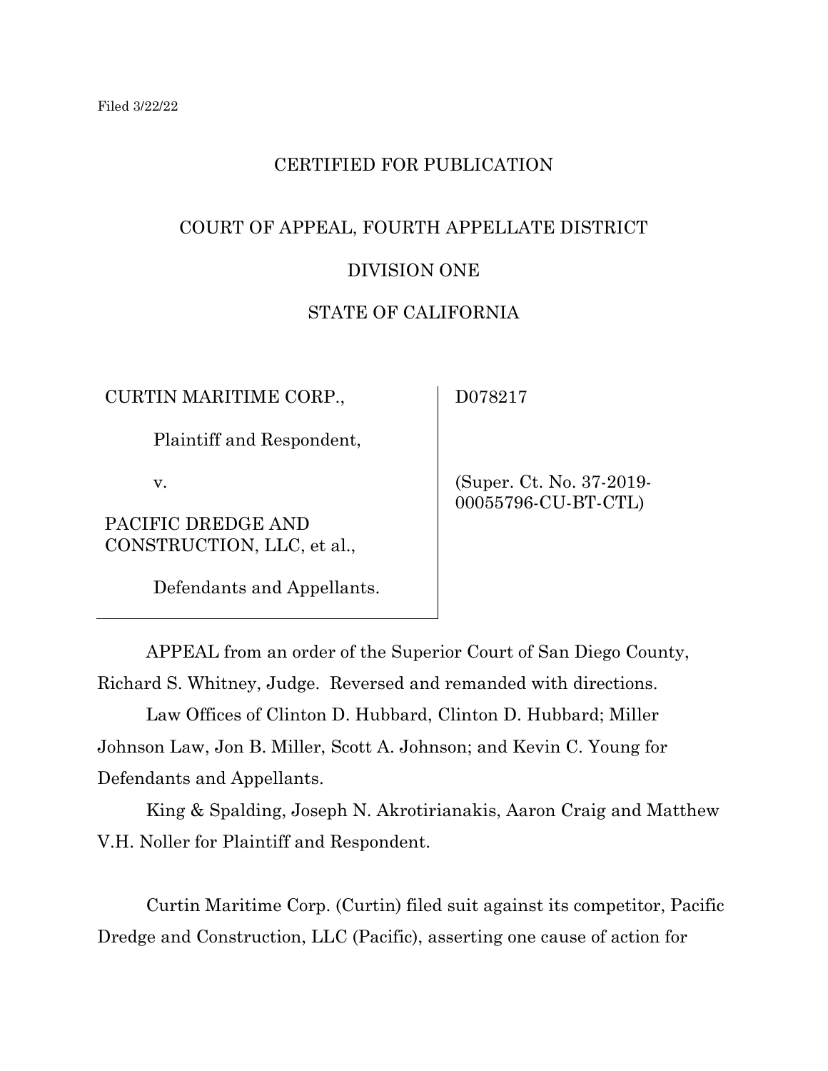Filed 3/22/22

CERTIFIED FOR PUBLICATION

COURT OF APPEAL, FOURTH APPELLATE DISTRICT

DIVISION ONE

STATE OF CALIFORNIA

| | |
|---|---|
| CURTIN MARITIME CORP.,<br><br>Plaintiff and Respondent,<br><br>v.<br><br>PACIFIC DREDGE AND CONSTRUCTION, LLC, et al.,<br><br>Defendants and Appellants. | D078217<br><br>(Super. Ct. No. 37-2019-00055796-CU-BT-CTL) |

APPEAL from an order of the Superior Court of San Diego County, Richard S. Whitney, Judge. Reversed and remanded with directions.

Law Offices of Clinton D. Hubbard, Clinton D. Hubbard; Miller Johnson Law, Jon B. Miller, Scott A. Johnson; and Kevin C. Young for Defendants and Appellants.

King & Spalding, Joseph N. Akrotirianakis, Aaron Craig and Matthew V.H. Noller for Plaintiff and Respondent.

Curtin Maritime Corp. (Curtin) filed suit against its competitor, Pacific Dredge and Construction, LLC (Pacific), asserting one cause of action for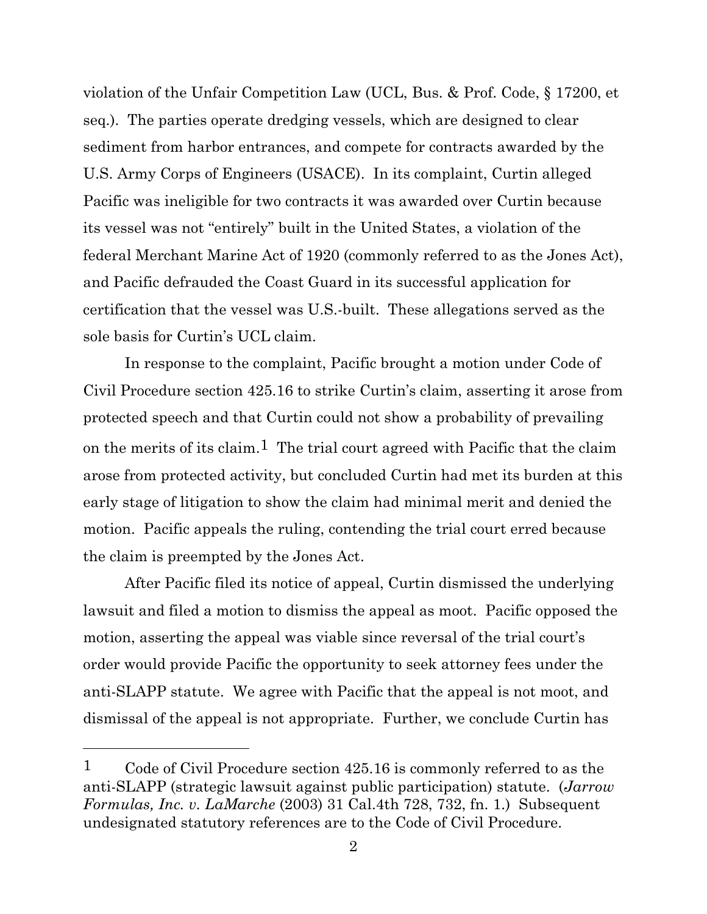violation of the Unfair Competition Law (UCL, Bus. & Prof. Code, § 17200, et seq.). The parties operate dredging vessels, which are designed to clear sediment from harbor entrances, and compete for contracts awarded by the U.S. Army Corps of Engineers (USACE). In its complaint, Curtin alleged Pacific was ineligible for two contracts it was awarded over Curtin because its vessel was not "entirely" built in the United States, a violation of the federal Merchant Marine Act of 1920 (commonly referred to as the Jones Act), and Pacific defrauded the Coast Guard in its successful application for certification that the vessel was U.S.-built. These allegations served as the sole basis for Curtin's UCL claim.

In response to the complaint, Pacific brought a motion under Code of Civil Procedure section 425.16 to strike Curtin's claim, asserting it arose from protected speech and that Curtin could not show a probability of prevailing on the merits of its claim.[1] The trial court agreed with Pacific that the claim arose from protected activity, but concluded Curtin had met its burden at this early stage of litigation to show the claim had minimal merit and denied the motion. Pacific appeals the ruling, contending the trial court erred because the claim is preempted by the Jones Act.

After Pacific filed its notice of appeal, Curtin dismissed the underlying lawsuit and filed a motion to dismiss the appeal as moot. Pacific opposed the motion, asserting the appeal was viable since reversal of the trial court's order would provide Pacific the opportunity to seek attorney fees under the anti-SLAPP statute. We agree with Pacific that the appeal is not moot, and dismissal of the appeal is not appropriate. Further, we conclude Curtin has

---

[1] Code of Civil Procedure section 425.16 is commonly referred to as the anti-SLAPP (strategic lawsuit against public participation) statute. (*Jarrow Formulas, Inc. v. LaMarche* (2003) 31 Cal.4th 728, 732, fn. 1.) Subsequent undesignated statutory references are to the Code of Civil Procedure.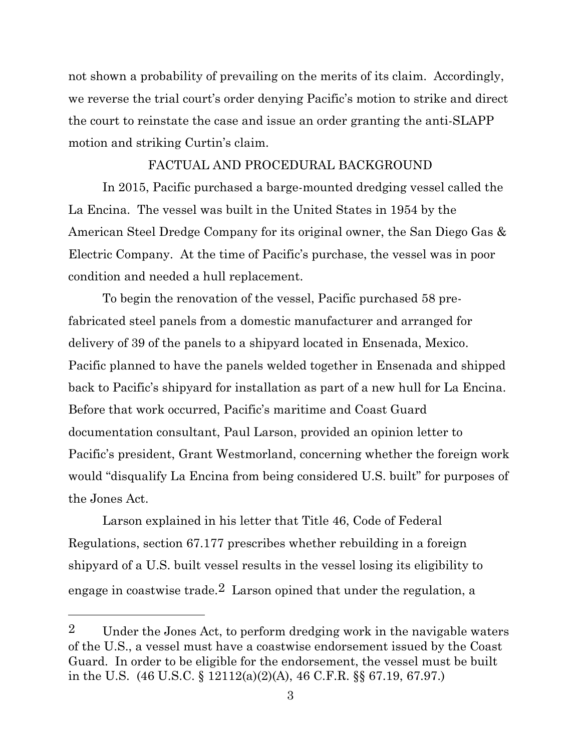not shown a probability of prevailing on the merits of its claim. Accordingly, we reverse the trial court's order denying Pacific's motion to strike and direct the court to reinstate the case and issue an order granting the anti-SLAPP motion and striking Curtin's claim.

## FACTUAL AND PROCEDURAL BACKGROUND

In 2015, Pacific purchased a barge-mounted dredging vessel called the La Encina. The vessel was built in the United States in 1954 by the American Steel Dredge Company for its original owner, the San Diego Gas & Electric Company. At the time of Pacific's purchase, the vessel was in poor condition and needed a hull replacement.

To begin the renovation of the vessel, Pacific purchased 58 pre-fabricated steel panels from a domestic manufacturer and arranged for delivery of 39 of the panels to a shipyard located in Ensenada, Mexico. Pacific planned to have the panels welded together in Ensenada and shipped back to Pacific's shipyard for installation as part of a new hull for La Encina. Before that work occurred, Pacific's maritime and Coast Guard documentation consultant, Paul Larson, provided an opinion letter to Pacific's president, Grant Westmorland, concerning whether the foreign work would "disqualify La Encina from being considered U.S. built" for purposes of the Jones Act.

Larson explained in his letter that Title 46, Code of Federal Regulations, section 67.177 prescribes whether rebuilding in a foreign shipyard of a U.S. built vessel results in the vessel losing its eligibility to engage in coastwise trade.[2] Larson opined that under the regulation, a

---

[2] Under the Jones Act, to perform dredging work in the navigable waters of the U.S., a vessel must have a coastwise endorsement issued by the Coast Guard. In order to be eligible for the endorsement, the vessel must be built in the U.S. (46 U.S.C. § 12112(a)(2)(A), 46 C.F.R. §§ 67.19, 67.97.)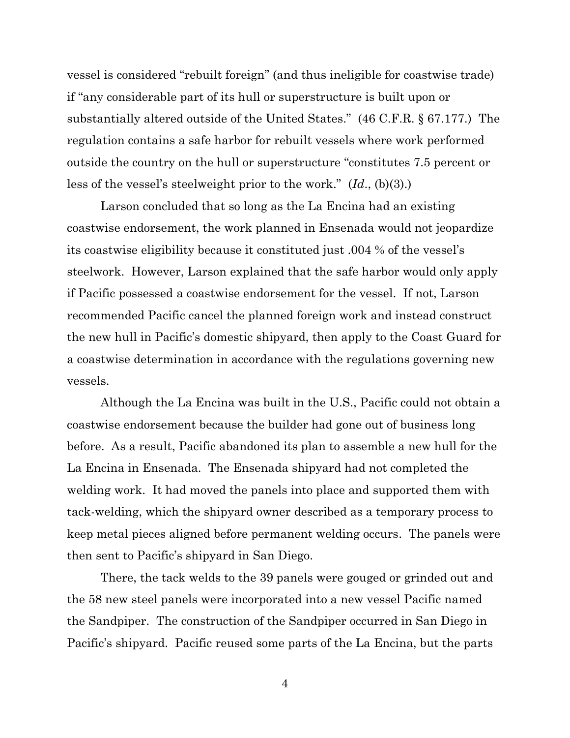vessel is considered "rebuilt foreign" (and thus ineligible for coastwise trade) if "any considerable part of its hull or superstructure is built upon or substantially altered outside of the United States." (46 C.F.R. § 67.177.) The regulation contains a safe harbor for rebuilt vessels where work performed outside the country on the hull or superstructure "constitutes 7.5 percent or less of the vessel's steelweight prior to the work." (*Id*., (b)(3).)

Larson concluded that so long as the La Encina had an existing coastwise endorsement, the work planned in Ensenada would not jeopardize its coastwise eligibility because it constituted just .004 % of the vessel's steelwork. However, Larson explained that the safe harbor would only apply if Pacific possessed a coastwise endorsement for the vessel. If not, Larson recommended Pacific cancel the planned foreign work and instead construct the new hull in Pacific's domestic shipyard, then apply to the Coast Guard for a coastwise determination in accordance with the regulations governing new vessels.

Although the La Encina was built in the U.S., Pacific could not obtain a coastwise endorsement because the builder had gone out of business long before. As a result, Pacific abandoned its plan to assemble a new hull for the La Encina in Ensenada. The Ensenada shipyard had not completed the welding work. It had moved the panels into place and supported them with tack-welding, which the shipyard owner described as a temporary process to keep metal pieces aligned before permanent welding occurs. The panels were then sent to Pacific's shipyard in San Diego.

There, the tack welds to the 39 panels were gouged or grinded out and the 58 new steel panels were incorporated into a new vessel Pacific named the Sandpiper. The construction of the Sandpiper occurred in San Diego in Pacific's shipyard. Pacific reused some parts of the La Encina, but the parts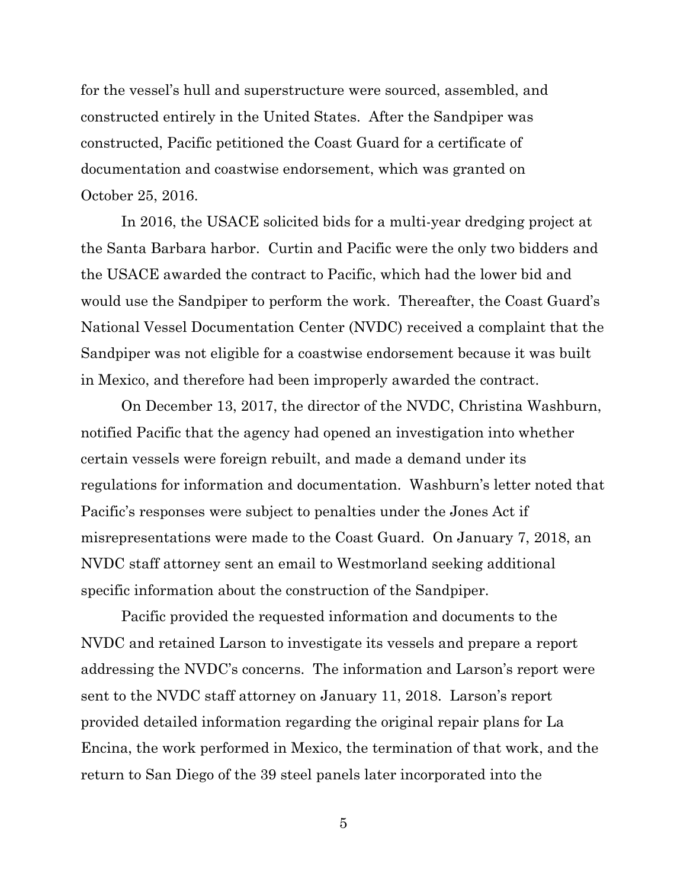for the vessel's hull and superstructure were sourced, assembled, and constructed entirely in the United States. After the Sandpiper was constructed, Pacific petitioned the Coast Guard for a certificate of documentation and coastwise endorsement, which was granted on October 25, 2016.

In 2016, the USACE solicited bids for a multi-year dredging project at the Santa Barbara harbor. Curtin and Pacific were the only two bidders and the USACE awarded the contract to Pacific, which had the lower bid and would use the Sandpiper to perform the work. Thereafter, the Coast Guard's National Vessel Documentation Center (NVDC) received a complaint that the Sandpiper was not eligible for a coastwise endorsement because it was built in Mexico, and therefore had been improperly awarded the contract.

On December 13, 2017, the director of the NVDC, Christina Washburn, notified Pacific that the agency had opened an investigation into whether certain vessels were foreign rebuilt, and made a demand under its regulations for information and documentation. Washburn's letter noted that Pacific's responses were subject to penalties under the Jones Act if misrepresentations were made to the Coast Guard. On January 7, 2018, an NVDC staff attorney sent an email to Westmorland seeking additional specific information about the construction of the Sandpiper.

Pacific provided the requested information and documents to the NVDC and retained Larson to investigate its vessels and prepare a report addressing the NVDC's concerns. The information and Larson's report were sent to the NVDC staff attorney on January 11, 2018. Larson's report provided detailed information regarding the original repair plans for La Encina, the work performed in Mexico, the termination of that work, and the return to San Diego of the 39 steel panels later incorporated into the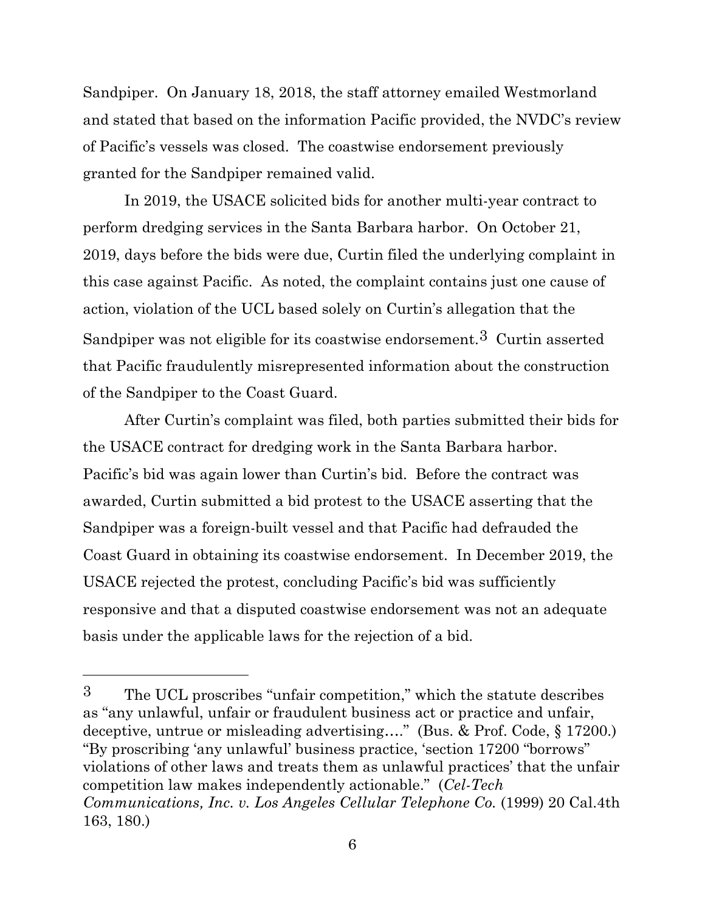Sandpiper. On January 18, 2018, the staff attorney emailed Westmorland and stated that based on the information Pacific provided, the NVDC's review of Pacific's vessels was closed. The coastwise endorsement previously granted for the Sandpiper remained valid.

In 2019, the USACE solicited bids for another multi-year contract to perform dredging services in the Santa Barbara harbor. On October 21, 2019, days before the bids were due, Curtin filed the underlying complaint in this case against Pacific. As noted, the complaint contains just one cause of action, violation of the UCL based solely on Curtin's allegation that the Sandpiper was not eligible for its coastwise endorsement.[3] Curtin asserted that Pacific fraudulently misrepresented information about the construction of the Sandpiper to the Coast Guard.

After Curtin's complaint was filed, both parties submitted their bids for the USACE contract for dredging work in the Santa Barbara harbor. Pacific's bid was again lower than Curtin's bid. Before the contract was awarded, Curtin submitted a bid protest to the USACE asserting that the Sandpiper was a foreign-built vessel and that Pacific had defrauded the Coast Guard in obtaining its coastwise endorsement. In December 2019, the USACE rejected the protest, concluding Pacific's bid was sufficiently responsive and that a disputed coastwise endorsement was not an adequate basis under the applicable laws for the rejection of a bid.

---

[3] The UCL proscribes "unfair competition," which the statute describes as "any unlawful, unfair or fraudulent business act or practice and unfair, deceptive, untrue or misleading advertising…." (Bus. & Prof. Code, § 17200.) "By proscribing 'any unlawful' business practice, 'section 17200 "borrows" violations of other laws and treats them as unlawful practices' that the unfair competition law makes independently actionable." (*Cel-Tech Communications, Inc. v. Los Angeles Cellular Telephone Co.* (1999) 20 Cal.4th 163, 180.)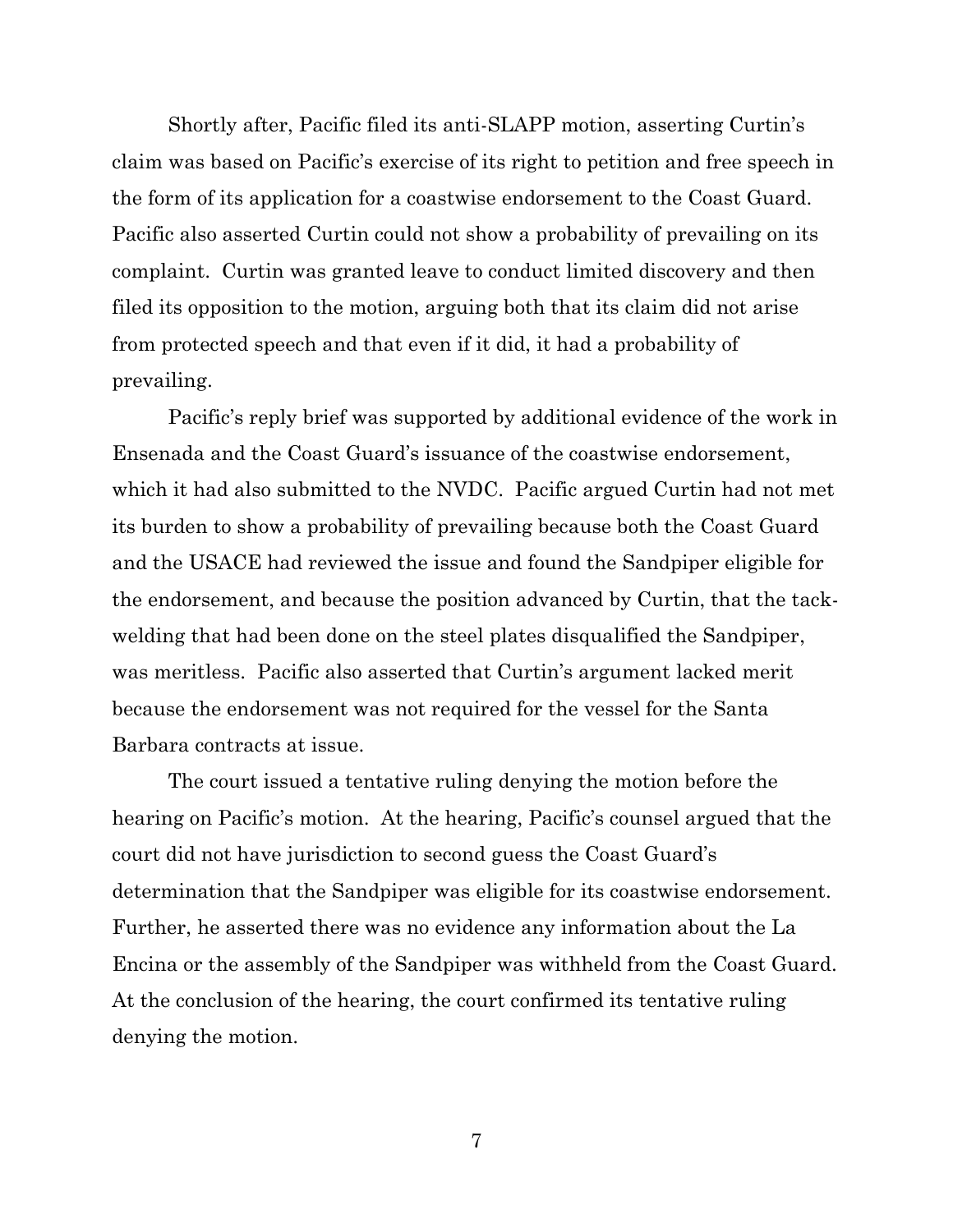Shortly after, Pacific filed its anti-SLAPP motion, asserting Curtin's claim was based on Pacific's exercise of its right to petition and free speech in the form of its application for a coastwise endorsement to the Coast Guard. Pacific also asserted Curtin could not show a probability of prevailing on its complaint. Curtin was granted leave to conduct limited discovery and then filed its opposition to the motion, arguing both that its claim did not arise from protected speech and that even if it did, it had a probability of prevailing.

Pacific's reply brief was supported by additional evidence of the work in Ensenada and the Coast Guard's issuance of the coastwise endorsement, which it had also submitted to the NVDC. Pacific argued Curtin had not met its burden to show a probability of prevailing because both the Coast Guard and the USACE had reviewed the issue and found the Sandpiper eligible for the endorsement, and because the position advanced by Curtin, that the tack-welding that had been done on the steel plates disqualified the Sandpiper, was meritless. Pacific also asserted that Curtin's argument lacked merit because the endorsement was not required for the vessel for the Santa Barbara contracts at issue.

The court issued a tentative ruling denying the motion before the hearing on Pacific's motion. At the hearing, Pacific's counsel argued that the court did not have jurisdiction to second guess the Coast Guard's determination that the Sandpiper was eligible for its coastwise endorsement. Further, he asserted there was no evidence any information about the La Encina or the assembly of the Sandpiper was withheld from the Coast Guard. At the conclusion of the hearing, the court confirmed its tentative ruling denying the motion.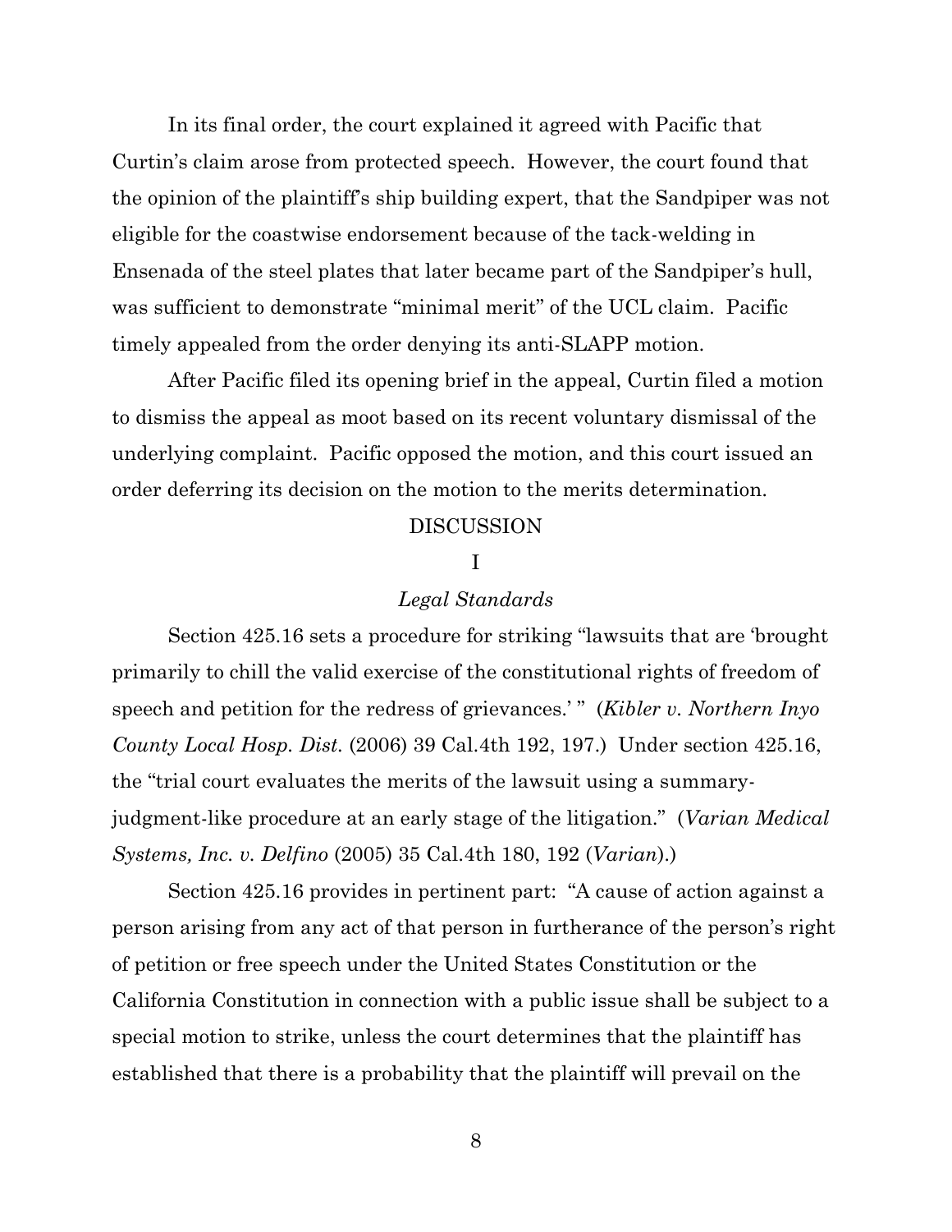In its final order, the court explained it agreed with Pacific that Curtin's claim arose from protected speech. However, the court found that the opinion of the plaintiff's ship building expert, that the Sandpiper was not eligible for the coastwise endorsement because of the tack-welding in Ensenada of the steel plates that later became part of the Sandpiper's hull, was sufficient to demonstrate "minimal merit" of the UCL claim. Pacific timely appealed from the order denying its anti-SLAPP motion.

After Pacific filed its opening brief in the appeal, Curtin filed a motion to dismiss the appeal as moot based on its recent voluntary dismissal of the underlying complaint. Pacific opposed the motion, and this court issued an order deferring its decision on the motion to the merits determination.

## DISCUSSION

### I

### *Legal Standards*

Section 425.16 sets a procedure for striking "lawsuits that are 'brought primarily to chill the valid exercise of the constitutional rights of freedom of speech and petition for the redress of grievances.' " (*Kibler v. Northern Inyo County Local Hosp. Dist.* (2006) 39 Cal.4th 192, 197.) Under section 425.16, the "trial court evaluates the merits of the lawsuit using a summary-judgment-like procedure at an early stage of the litigation." (*Varian Medical Systems, Inc. v. Delfino* (2005) 35 Cal.4th 180, 192 (*Varian*).)

Section 425.16 provides in pertinent part: "A cause of action against a person arising from any act of that person in furtherance of the person's right of petition or free speech under the United States Constitution or the California Constitution in connection with a public issue shall be subject to a special motion to strike, unless the court determines that the plaintiff has established that there is a probability that the plaintiff will prevail on the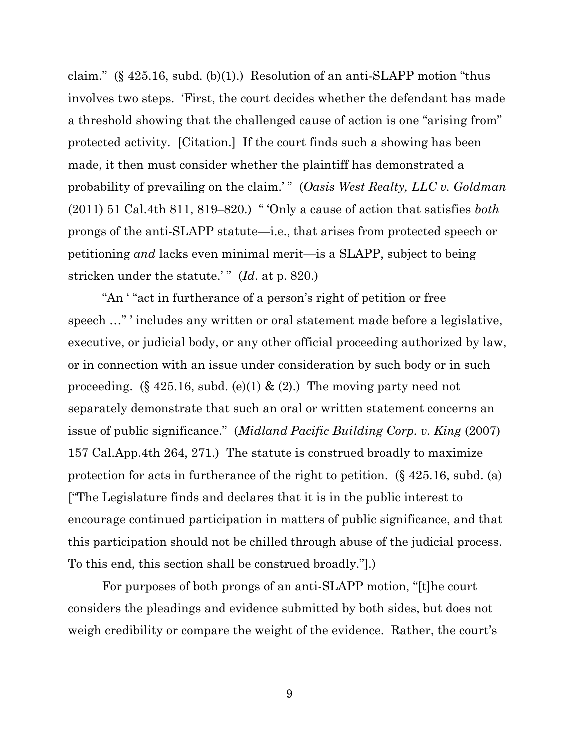claim." (§ 425.16, subd. (b)(1).) Resolution of an anti-SLAPP motion "thus involves two steps. 'First, the court decides whether the defendant has made a threshold showing that the challenged cause of action is one "arising from" protected activity. [Citation.] If the court finds such a showing has been made, it then must consider whether the plaintiff has demonstrated a probability of prevailing on the claim.' " (*Oasis West Realty, LLC v. Goldman* (2011) 51 Cal.4th 811, 819–820.) " 'Only a cause of action that satisfies *both* prongs of the anti-SLAPP statute—i.e., that arises from protected speech or petitioning *and* lacks even minimal merit—is a SLAPP, subject to being stricken under the statute.' " (*Id*. at p. 820.)

"An ' "act in furtherance of a person's right of petition or free speech …" ' includes any written or oral statement made before a legislative, executive, or judicial body, or any other official proceeding authorized by law, or in connection with an issue under consideration by such body or in such proceeding. (§ 425.16, subd. (e)(1) & (2).) The moving party need not separately demonstrate that such an oral or written statement concerns an issue of public significance." (*Midland Pacific Building Corp. v. King* (2007) 157 Cal.App.4th 264, 271.) The statute is construed broadly to maximize protection for acts in furtherance of the right to petition. (§ 425.16, subd. (a) ["The Legislature finds and declares that it is in the public interest to encourage continued participation in matters of public significance, and that this participation should not be chilled through abuse of the judicial process. To this end, this section shall be construed broadly."].)

For purposes of both prongs of an anti-SLAPP motion, "[t]he court considers the pleadings and evidence submitted by both sides, but does not weigh credibility or compare the weight of the evidence. Rather, the court's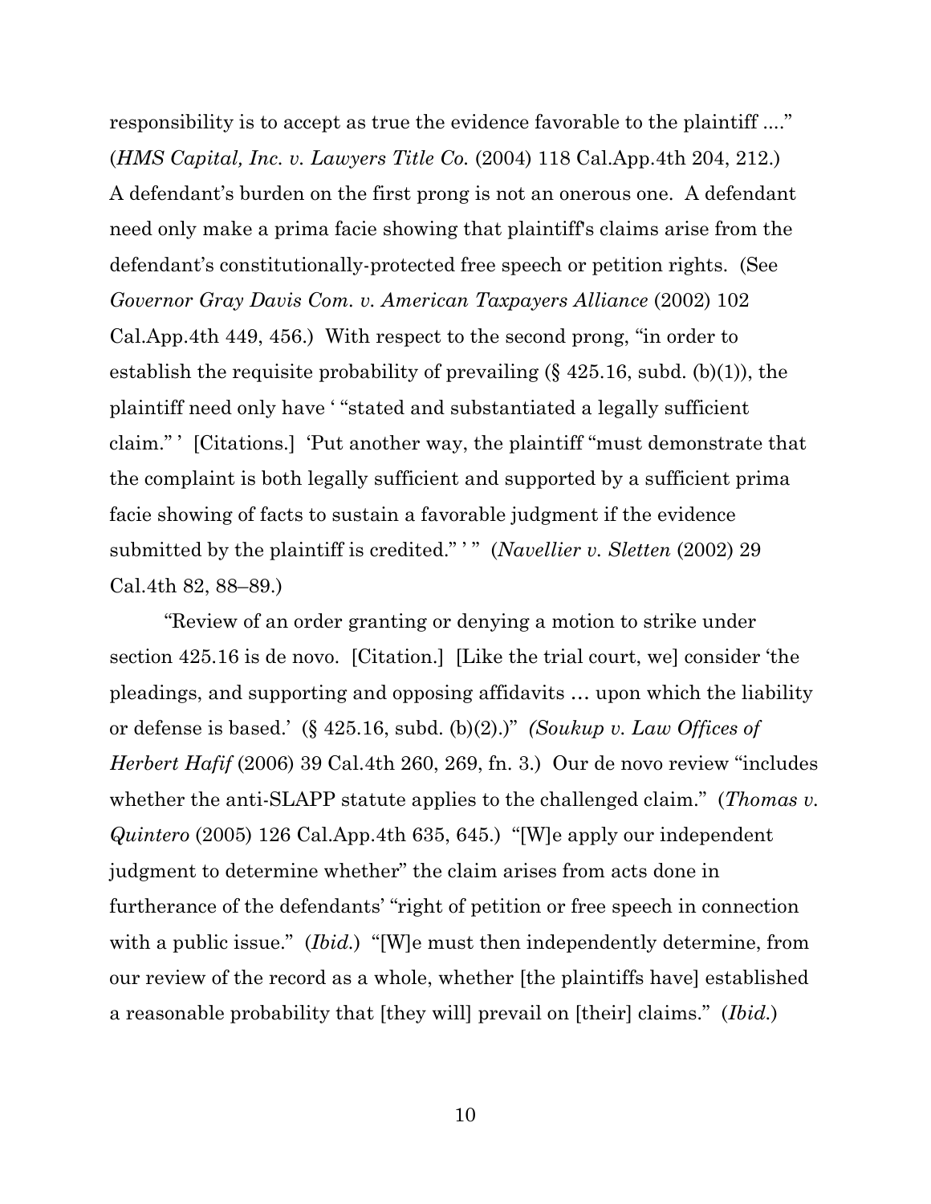responsibility is to accept as true the evidence favorable to the plaintiff ...." (*HMS Capital, Inc. v. Lawyers Title Co.* (2004) 118 Cal.App.4th 204, 212.) A defendant's burden on the first prong is not an onerous one. A defendant need only make a prima facie showing that plaintiff's claims arise from the defendant's constitutionally-protected free speech or petition rights. (See *Governor Gray Davis Com. v. American Taxpayers Alliance* (2002) 102 Cal.App.4th 449, 456.) With respect to the second prong, "in order to establish the requisite probability of prevailing (§ 425.16, subd. (b)(1)), the plaintiff need only have ' "stated and substantiated a legally sufficient claim." ' [Citations.] 'Put another way, the plaintiff "must demonstrate that the complaint is both legally sufficient and supported by a sufficient prima facie showing of facts to sustain a favorable judgment if the evidence submitted by the plaintiff is credited." ' " (*Navellier v. Sletten* (2002) 29 Cal.4th 82, 88–89.)

"Review of an order granting or denying a motion to strike under section 425.16 is de novo. [Citation.] [Like the trial court, we] consider 'the pleadings, and supporting and opposing affidavits … upon which the liability or defense is based.' (§ 425.16, subd. (b)(2).)" *(Soukup v. Law Offices of Herbert Hafif* (2006) 39 Cal.4th 260, 269, fn. 3.) Our de novo review "includes whether the anti-SLAPP statute applies to the challenged claim." (*Thomas v. Quintero* (2005) 126 Cal.App.4th 635, 645.) "[W]e apply our independent judgment to determine whether" the claim arises from acts done in furtherance of the defendants' "right of petition or free speech in connection with a public issue." (*Ibid.*) "[W]e must then independently determine, from our review of the record as a whole, whether [the plaintiffs have] established a reasonable probability that [they will] prevail on [their] claims." (*Ibid.*)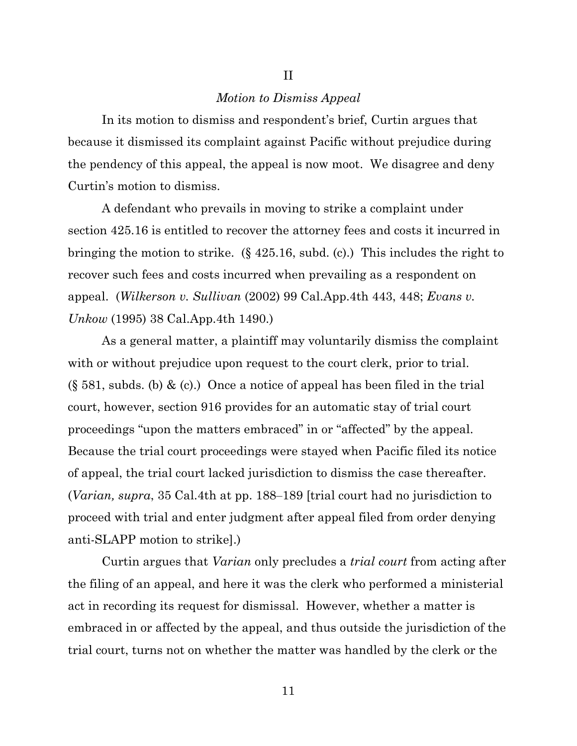## II

### *Motion to Dismiss Appeal*

In its motion to dismiss and respondent's brief, Curtin argues that because it dismissed its complaint against Pacific without prejudice during the pendency of this appeal, the appeal is now moot. We disagree and deny Curtin's motion to dismiss.

A defendant who prevails in moving to strike a complaint under section 425.16 is entitled to recover the attorney fees and costs it incurred in bringing the motion to strike. (§ 425.16, subd. (c).) This includes the right to recover such fees and costs incurred when prevailing as a respondent on appeal. (*Wilkerson v. Sullivan* (2002) 99 Cal.App.4th 443, 448; *Evans v. Unkow* (1995) 38 Cal.App.4th 1490.)

As a general matter, a plaintiff may voluntarily dismiss the complaint with or without prejudice upon request to the court clerk, prior to trial. (§ 581, subds. (b) & (c).) Once a notice of appeal has been filed in the trial court, however, section 916 provides for an automatic stay of trial court proceedings "upon the matters embraced" in or "affected" by the appeal. Because the trial court proceedings were stayed when Pacific filed its notice of appeal, the trial court lacked jurisdiction to dismiss the case thereafter. (*Varian, supra*, 35 Cal.4th at pp. 188–189 [trial court had no jurisdiction to proceed with trial and enter judgment after appeal filed from order denying anti-SLAPP motion to strike].)

Curtin argues that *Varian* only precludes a *trial court* from acting after the filing of an appeal, and here it was the clerk who performed a ministerial act in recording its request for dismissal. However, whether a matter is embraced in or affected by the appeal, and thus outside the jurisdiction of the trial court, turns not on whether the matter was handled by the clerk or the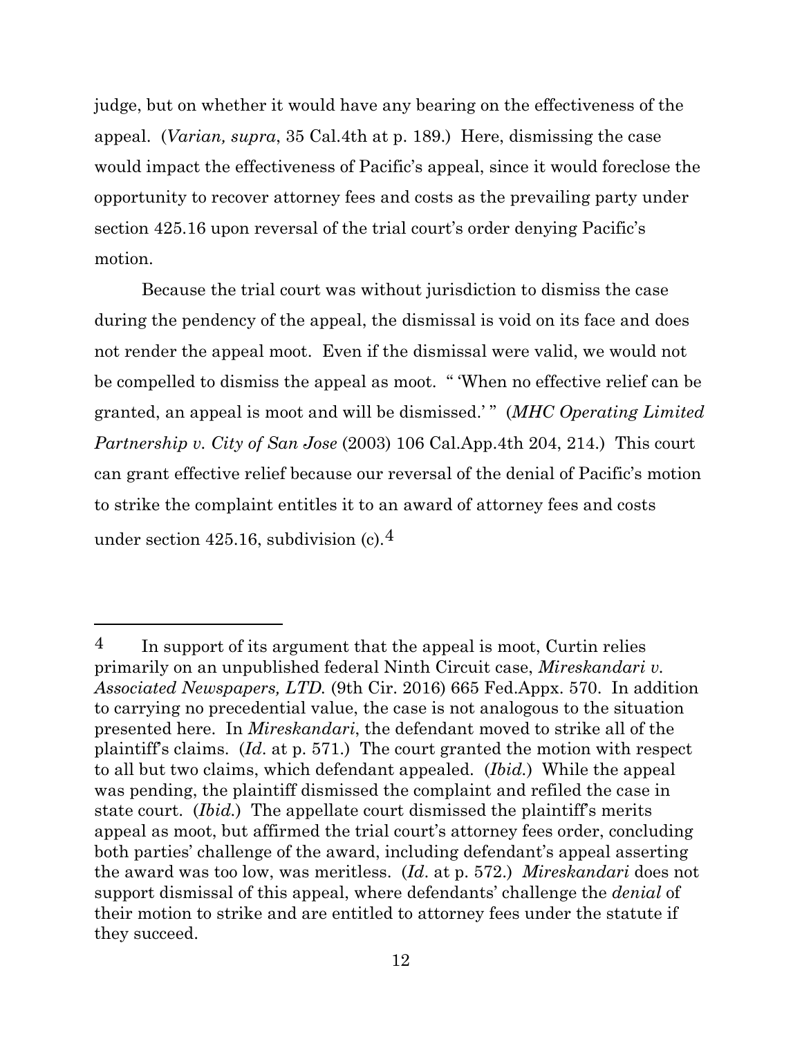judge, but on whether it would have any bearing on the effectiveness of the appeal. (*Varian, supra*, 35 Cal.4th at p. 189.) Here, dismissing the case would impact the effectiveness of Pacific's appeal, since it would foreclose the opportunity to recover attorney fees and costs as the prevailing party under section 425.16 upon reversal of the trial court's order denying Pacific's motion.

Because the trial court was without jurisdiction to dismiss the case during the pendency of the appeal, the dismissal is void on its face and does not render the appeal moot. Even if the dismissal were valid, we would not be compelled to dismiss the appeal as moot. " 'When no effective relief can be granted, an appeal is moot and will be dismissed.' " (*MHC Operating Limited Partnership v. City of San Jose* (2003) 106 Cal.App.4th 204, 214.) This court can grant effective relief because our reversal of the denial of Pacific's motion to strike the complaint entitles it to an award of attorney fees and costs under section 425.16, subdivision (c).[4]

---

[4] In support of its argument that the appeal is moot, Curtin relies primarily on an unpublished federal Ninth Circuit case, *Mireskandari v. Associated Newspapers, LTD.* (9th Cir. 2016) 665 Fed.Appx. 570. In addition to carrying no precedential value, the case is not analogous to the situation presented here. In *Mireskandari*, the defendant moved to strike all of the plaintiff's claims. (*Id*. at p. 571.) The court granted the motion with respect to all but two claims, which defendant appealed. (*Ibid.*) While the appeal was pending, the plaintiff dismissed the complaint and refiled the case in state court. (*Ibid.*) The appellate court dismissed the plaintiff's merits appeal as moot, but affirmed the trial court's attorney fees order, concluding both parties' challenge of the award, including defendant's appeal asserting the award was too low, was meritless. (*Id*. at p. 572.) *Mireskandari* does not support dismissal of this appeal, where defendants' challenge the *denial* of their motion to strike and are entitled to attorney fees under the statute if they succeed.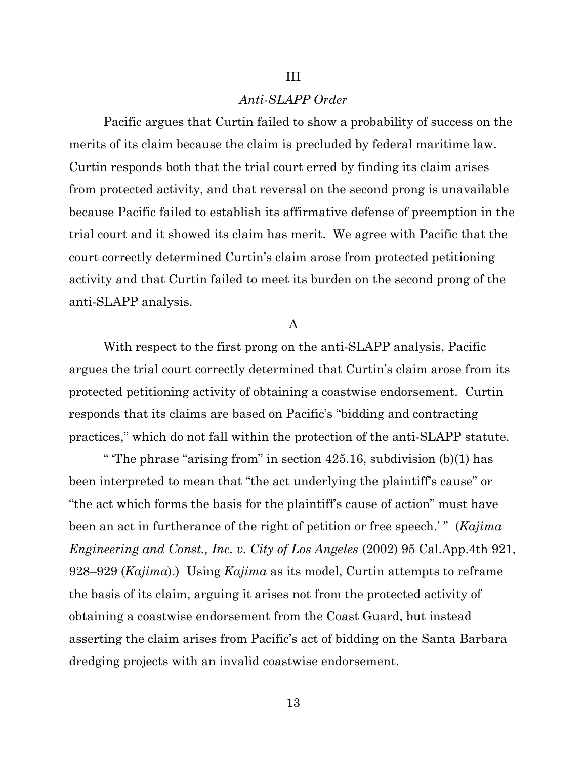### III

### *Anti-SLAPP Order*

Pacific argues that Curtin failed to show a probability of success on the merits of its claim because the claim is precluded by federal maritime law. Curtin responds both that the trial court erred by finding its claim arises from protected activity, and that reversal on the second prong is unavailable because Pacific failed to establish its affirmative defense of preemption in the trial court and it showed its claim has merit. We agree with Pacific that the court correctly determined Curtin's claim arose from protected petitioning activity and that Curtin failed to meet its burden on the second prong of the anti-SLAPP analysis.

#### A

With respect to the first prong on the anti-SLAPP analysis, Pacific argues the trial court correctly determined that Curtin's claim arose from its protected petitioning activity of obtaining a coastwise endorsement. Curtin responds that its claims are based on Pacific's "bidding and contracting practices," which do not fall within the protection of the anti-SLAPP statute.

" 'The phrase "arising from" in section 425.16, subdivision (b)(1) has been interpreted to mean that "the act underlying the plaintiff's cause" or "the act which forms the basis for the plaintiff's cause of action" must have been an act in furtherance of the right of petition or free speech.' " (*Kajima Engineering and Const., Inc. v. City of Los Angeles* (2002) 95 Cal.App.4th 921, 928–929 (*Kajima*).) Using *Kajima* as its model, Curtin attempts to reframe the basis of its claim, arguing it arises not from the protected activity of obtaining a coastwise endorsement from the Coast Guard, but instead asserting the claim arises from Pacific's act of bidding on the Santa Barbara dredging projects with an invalid coastwise endorsement.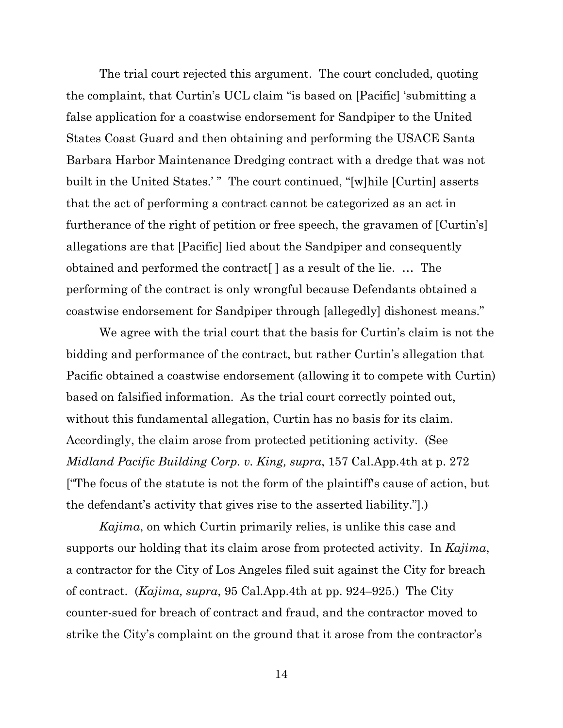The trial court rejected this argument. The court concluded, quoting the complaint, that Curtin's UCL claim "is based on [Pacific] 'submitting a false application for a coastwise endorsement for Sandpiper to the United States Coast Guard and then obtaining and performing the USACE Santa Barbara Harbor Maintenance Dredging contract with a dredge that was not built in the United States.' " The court continued, "[w]hile [Curtin] asserts that the act of performing a contract cannot be categorized as an act in furtherance of the right of petition or free speech, the gravamen of [Curtin's] allegations are that [Pacific] lied about the Sandpiper and consequently obtained and performed the contract[ ] as a result of the lie. … The performing of the contract is only wrongful because Defendants obtained a coastwise endorsement for Sandpiper through [allegedly] dishonest means."

We agree with the trial court that the basis for Curtin's claim is not the bidding and performance of the contract, but rather Curtin's allegation that Pacific obtained a coastwise endorsement (allowing it to compete with Curtin) based on falsified information. As the trial court correctly pointed out, without this fundamental allegation, Curtin has no basis for its claim. Accordingly, the claim arose from protected petitioning activity. (See *Midland Pacific Building Corp. v. King, supra*, 157 Cal.App.4th at p. 272 ["The focus of the statute is not the form of the plaintiff's cause of action, but the defendant's activity that gives rise to the asserted liability."].)

*Kajima*, on which Curtin primarily relies, is unlike this case and supports our holding that its claim arose from protected activity. In *Kajima*, a contractor for the City of Los Angeles filed suit against the City for breach of contract. (*Kajima, supra*, 95 Cal.App.4th at pp. 924–925.) The City counter-sued for breach of contract and fraud, and the contractor moved to strike the City's complaint on the ground that it arose from the contractor's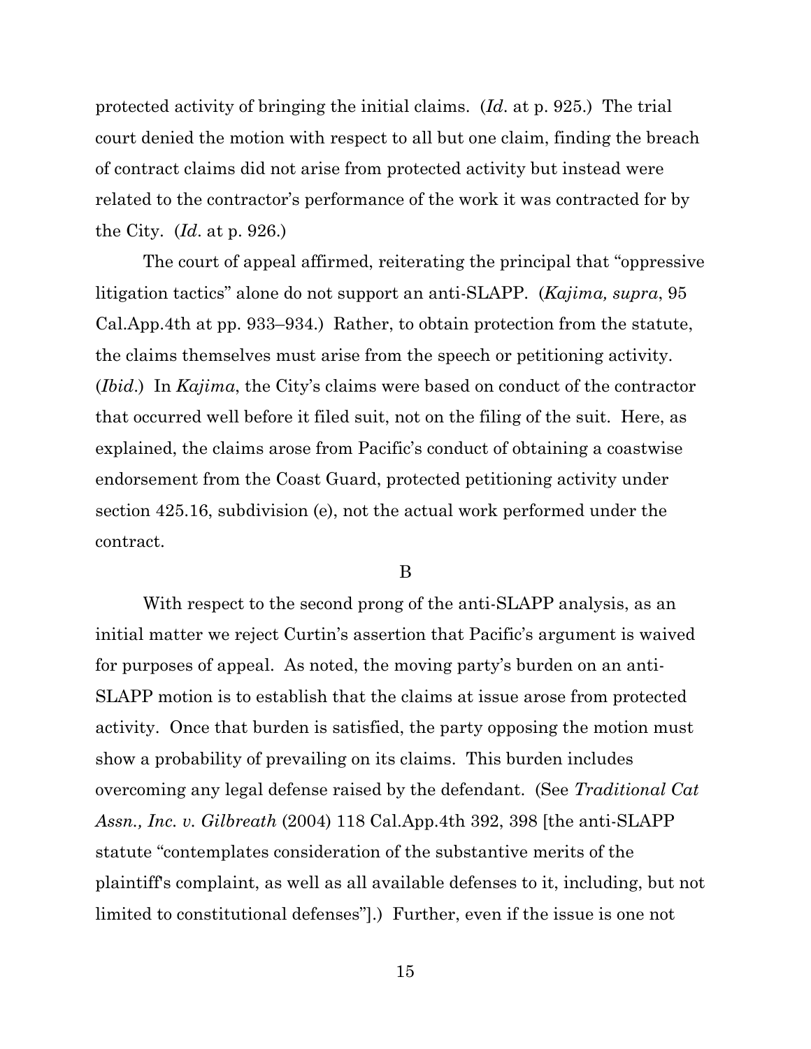protected activity of bringing the initial claims. (*Id*. at p. 925.) The trial court denied the motion with respect to all but one claim, finding the breach of contract claims did not arise from protected activity but instead were related to the contractor's performance of the work it was contracted for by the City. (*Id*. at p. 926.)

The court of appeal affirmed, reiterating the principal that "oppressive litigation tactics" alone do not support an anti-SLAPP. (*Kajima, supra*, 95 Cal.App.4th at pp. 933–934.) Rather, to obtain protection from the statute, the claims themselves must arise from the speech or petitioning activity. (*Ibid*.) In *Kajima*, the City's claims were based on conduct of the contractor that occurred well before it filed suit, not on the filing of the suit. Here, as explained, the claims arose from Pacific's conduct of obtaining a coastwise endorsement from the Coast Guard, protected petitioning activity under section 425.16, subdivision (e), not the actual work performed under the contract.

B

With respect to the second prong of the anti-SLAPP analysis, as an initial matter we reject Curtin's assertion that Pacific's argument is waived for purposes of appeal. As noted, the moving party's burden on an anti-SLAPP motion is to establish that the claims at issue arose from protected activity. Once that burden is satisfied, the party opposing the motion must show a probability of prevailing on its claims. This burden includes overcoming any legal defense raised by the defendant. (See *Traditional Cat Assn., Inc. v. Gilbreath* (2004) 118 Cal.App.4th 392, 398 [the anti-SLAPP statute "contemplates consideration of the substantive merits of the plaintiff's complaint, as well as all available defenses to it, including, but not limited to constitutional defenses"].) Further, even if the issue is one not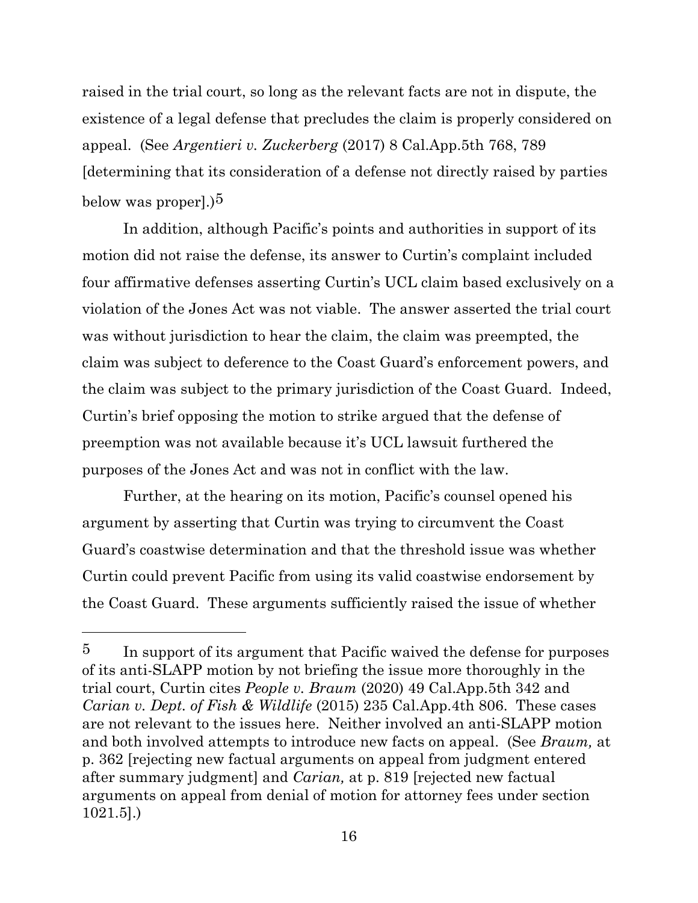raised in the trial court, so long as the relevant facts are not in dispute, the existence of a legal defense that precludes the claim is properly considered on appeal. (See *Argentieri v. Zuckerberg* (2017) 8 Cal.App.5th 768, 789 [determining that its consideration of a defense not directly raised by parties below was proper].)[5]

In addition, although Pacific's points and authorities in support of its motion did not raise the defense, its answer to Curtin's complaint included four affirmative defenses asserting Curtin's UCL claim based exclusively on a violation of the Jones Act was not viable. The answer asserted the trial court was without jurisdiction to hear the claim, the claim was preempted, the claim was subject to deference to the Coast Guard's enforcement powers, and the claim was subject to the primary jurisdiction of the Coast Guard. Indeed, Curtin's brief opposing the motion to strike argued that the defense of preemption was not available because it's UCL lawsuit furthered the purposes of the Jones Act and was not in conflict with the law.

Further, at the hearing on its motion, Pacific's counsel opened his argument by asserting that Curtin was trying to circumvent the Coast Guard's coastwise determination and that the threshold issue was whether Curtin could prevent Pacific from using its valid coastwise endorsement by the Coast Guard. These arguments sufficiently raised the issue of whether

---

[5] In support of its argument that Pacific waived the defense for purposes of its anti-SLAPP motion by not briefing the issue more thoroughly in the trial court, Curtin cites *People v. Braum* (2020) 49 Cal.App.5th 342 and *Carian v. Dept. of Fish & Wildlife* (2015) 235 Cal.App.4th 806. These cases are not relevant to the issues here. Neither involved an anti-SLAPP motion and both involved attempts to introduce new facts on appeal. (See *Braum,* at p. 362 [rejecting new factual arguments on appeal from judgment entered after summary judgment] and *Carian,* at p. 819 [rejected new factual arguments on appeal from denial of motion for attorney fees under section 1021.5].)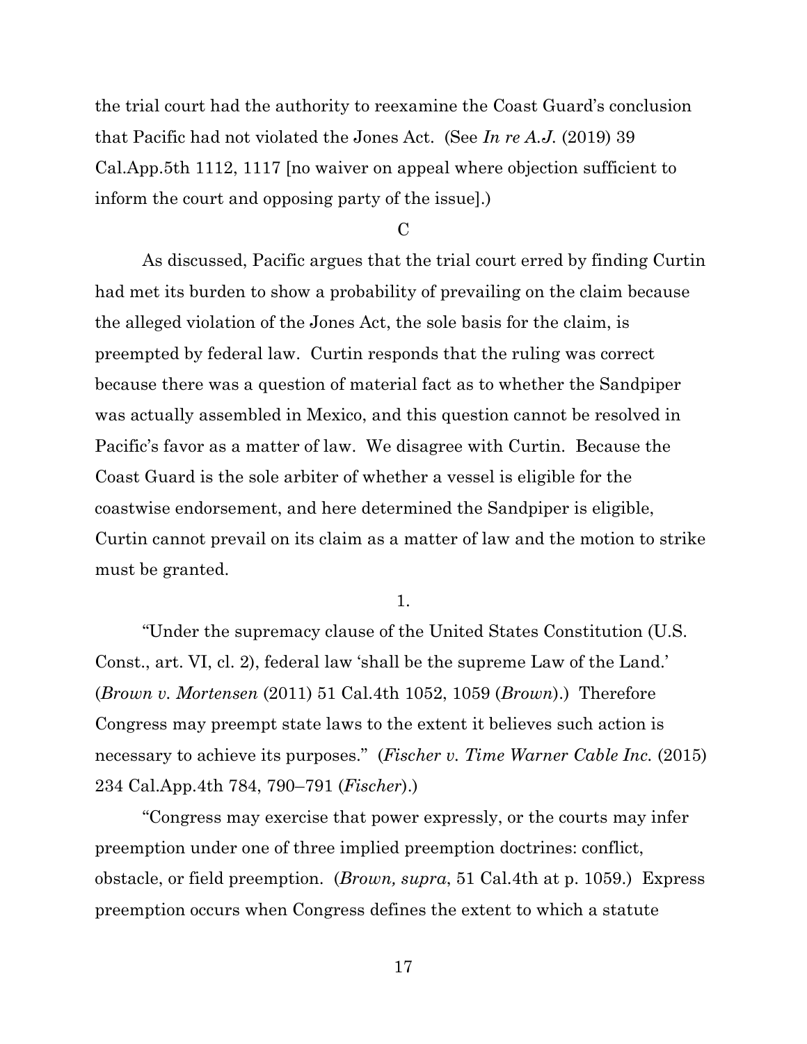the trial court had the authority to reexamine the Coast Guard's conclusion that Pacific had not violated the Jones Act. (See *In re A.J.* (2019) 39 Cal.App.5th 1112, 1117 [no waiver on appeal where objection sufficient to inform the court and opposing party of the issue].)

C

As discussed, Pacific argues that the trial court erred by finding Curtin had met its burden to show a probability of prevailing on the claim because the alleged violation of the Jones Act, the sole basis for the claim, is preempted by federal law. Curtin responds that the ruling was correct because there was a question of material fact as to whether the Sandpiper was actually assembled in Mexico, and this question cannot be resolved in Pacific's favor as a matter of law. We disagree with Curtin. Because the Coast Guard is the sole arbiter of whether a vessel is eligible for the coastwise endorsement, and here determined the Sandpiper is eligible, Curtin cannot prevail on its claim as a matter of law and the motion to strike must be granted.

1.

"Under the supremacy clause of the United States Constitution (U.S. Const., art. VI, cl. 2), federal law 'shall be the supreme Law of the Land.' (*Brown v. Mortensen* (2011) 51 Cal.4th 1052, 1059 (*Brown*).) Therefore Congress may preempt state laws to the extent it believes such action is necessary to achieve its purposes." (*Fischer v. Time Warner Cable Inc.* (2015) 234 Cal.App.4th 784, 790–791 (*Fischer*).)

"Congress may exercise that power expressly, or the courts may infer preemption under one of three implied preemption doctrines: conflict, obstacle, or field preemption. (*Brown, supra*, 51 Cal.4th at p. 1059.) Express preemption occurs when Congress defines the extent to which a statute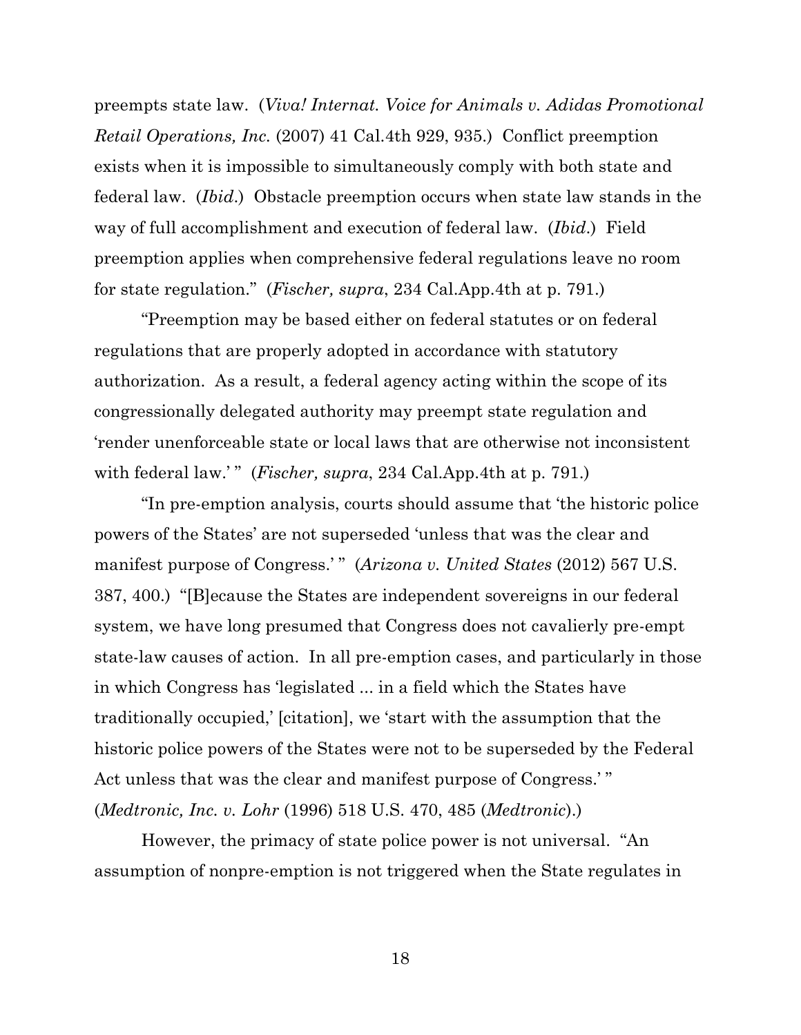preempts state law. (*Viva! Internat. Voice for Animals v. Adidas Promotional Retail Operations, Inc.* (2007) 41 Cal.4th 929, 935.) Conflict preemption exists when it is impossible to simultaneously comply with both state and federal law. (*Ibid*.) Obstacle preemption occurs when state law stands in the way of full accomplishment and execution of federal law. (*Ibid*.) Field preemption applies when comprehensive federal regulations leave no room for state regulation." (*Fischer, supra*, 234 Cal.App.4th at p. 791.)

"Preemption may be based either on federal statutes or on federal regulations that are properly adopted in accordance with statutory authorization. As a result, a federal agency acting within the scope of its congressionally delegated authority may preempt state regulation and 'render unenforceable state or local laws that are otherwise not inconsistent with federal law.' " (*Fischer, supra*, 234 Cal.App.4th at p. 791.)

"In pre-emption analysis, courts should assume that 'the historic police powers of the States' are not superseded 'unless that was the clear and manifest purpose of Congress.' " (*Arizona v. United States* (2012) 567 U.S. 387, 400.) "[B]ecause the States are independent sovereigns in our federal system, we have long presumed that Congress does not cavalierly pre-empt state-law causes of action. In all pre-emption cases, and particularly in those in which Congress has 'legislated ... in a field which the States have traditionally occupied,' [citation], we 'start with the assumption that the historic police powers of the States were not to be superseded by the Federal Act unless that was the clear and manifest purpose of Congress.' " (*Medtronic, Inc. v. Lohr* (1996) 518 U.S. 470, 485 (*Medtronic*).)

However, the primacy of state police power is not universal. "An assumption of nonpre-emption is not triggered when the State regulates in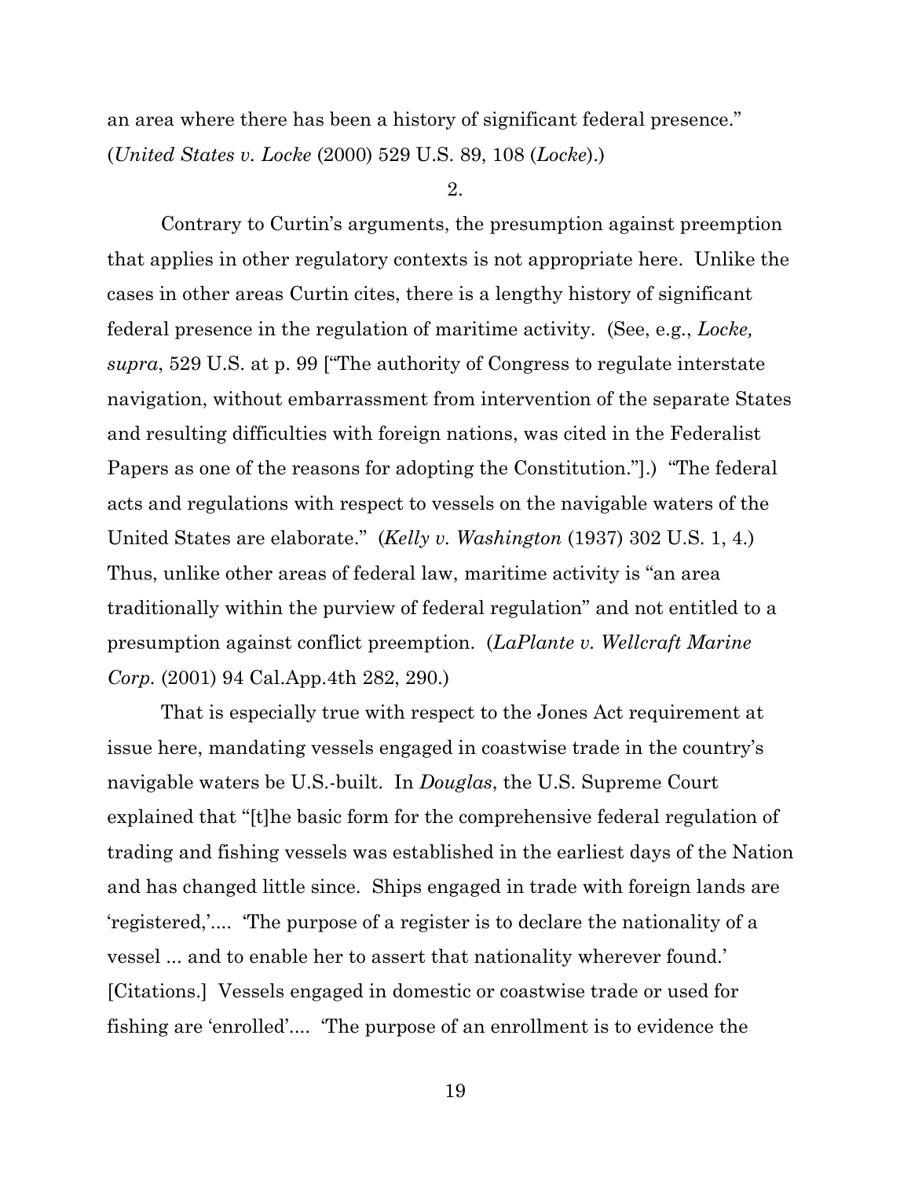an area where there has been a history of significant federal presence." (*United States v. Locke* (2000) 529 U.S. 89, 108 (*Locke*).)

2.

Contrary to Curtin's arguments, the presumption against preemption that applies in other regulatory contexts is not appropriate here. Unlike the cases in other areas Curtin cites, there is a lengthy history of significant federal presence in the regulation of maritime activity. (See, e.g., *Locke, supra*, 529 U.S. at p. 99 ["The authority of Congress to regulate interstate navigation, without embarrassment from intervention of the separate States and resulting difficulties with foreign nations, was cited in the Federalist Papers as one of the reasons for adopting the Constitution."].) "The federal acts and regulations with respect to vessels on the navigable waters of the United States are elaborate." (*Kelly v. Washington* (1937) 302 U.S. 1, 4.) Thus, unlike other areas of federal law, maritime activity is "an area traditionally within the purview of federal regulation" and not entitled to a presumption against conflict preemption. (*LaPlante v. Wellcraft Marine Corp.* (2001) 94 Cal.App.4th 282, 290.)

That is especially true with respect to the Jones Act requirement at issue here, mandating vessels engaged in coastwise trade in the country's navigable waters be U.S.-built. In *Douglas*, the U.S. Supreme Court explained that "[t]he basic form for the comprehensive federal regulation of trading and fishing vessels was established in the earliest days of the Nation and has changed little since. Ships engaged in trade with foreign lands are 'registered,'.... 'The purpose of a register is to declare the nationality of a vessel ... and to enable her to assert that nationality wherever found.' [Citations.] Vessels engaged in domestic or coastwise trade or used for fishing are 'enrolled'.... 'The purpose of an enrollment is to evidence the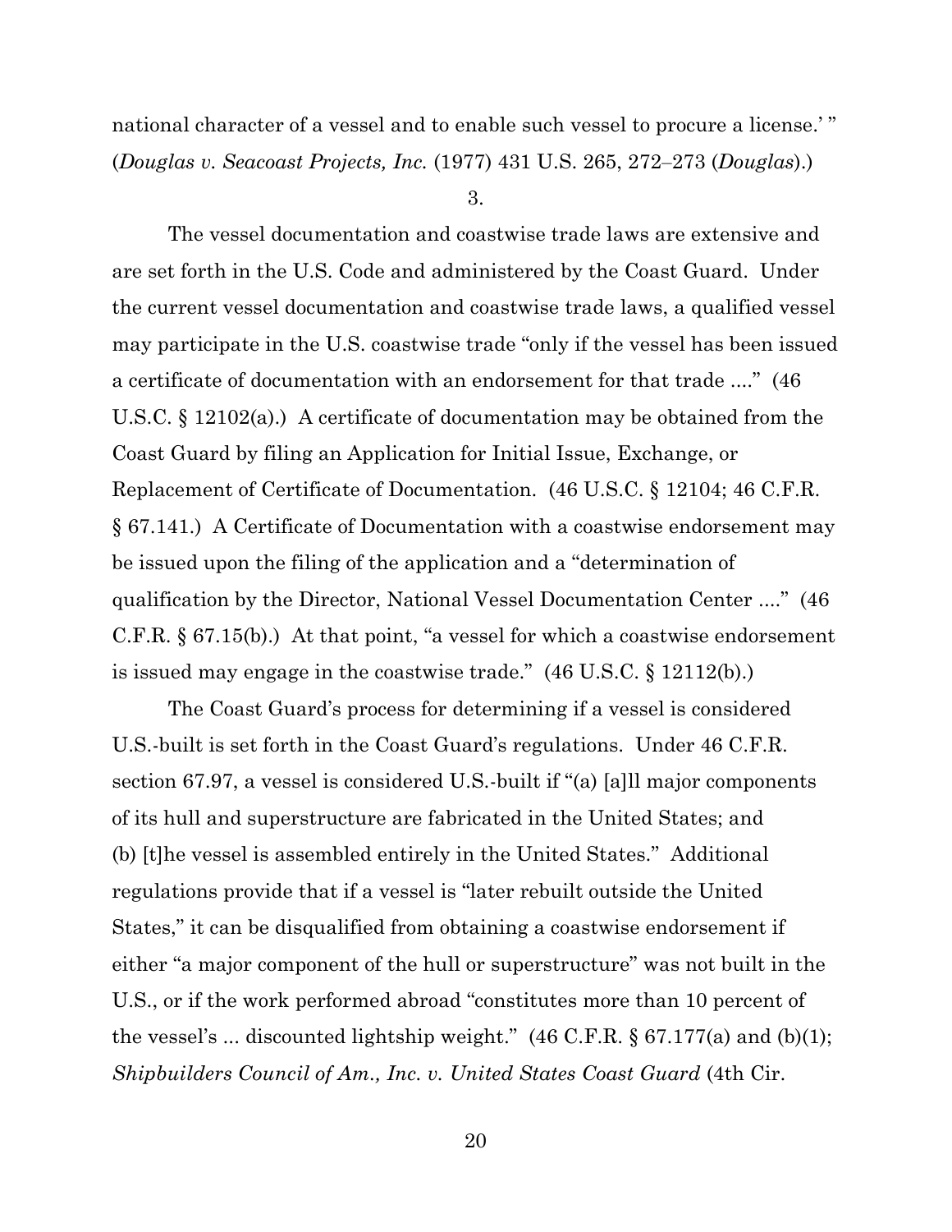national character of a vessel and to enable such vessel to procure a license.' " (*Douglas v. Seacoast Projects, Inc.* (1977) 431 U.S. 265, 272–273 (*Douglas*).)

3.

The vessel documentation and coastwise trade laws are extensive and are set forth in the U.S. Code and administered by the Coast Guard. Under the current vessel documentation and coastwise trade laws, a qualified vessel may participate in the U.S. coastwise trade "only if the vessel has been issued a certificate of documentation with an endorsement for that trade ...." (46 U.S.C. § 12102(a).) A certificate of documentation may be obtained from the Coast Guard by filing an Application for Initial Issue, Exchange, or Replacement of Certificate of Documentation. (46 U.S.C. § 12104; 46 C.F.R. § 67.141.) A Certificate of Documentation with a coastwise endorsement may be issued upon the filing of the application and a "determination of qualification by the Director, National Vessel Documentation Center ...." (46 C.F.R. § 67.15(b).) At that point, "a vessel for which a coastwise endorsement is issued may engage in the coastwise trade." (46 U.S.C. § 12112(b).)

The Coast Guard's process for determining if a vessel is considered U.S.-built is set forth in the Coast Guard's regulations. Under 46 C.F.R. section 67.97, a vessel is considered U.S.-built if "(a) [a]ll major components of its hull and superstructure are fabricated in the United States; and (b) [t]he vessel is assembled entirely in the United States." Additional regulations provide that if a vessel is "later rebuilt outside the United States," it can be disqualified from obtaining a coastwise endorsement if either "a major component of the hull or superstructure" was not built in the U.S., or if the work performed abroad "constitutes more than 10 percent of the vessel's ... discounted lightship weight." (46 C.F.R. § 67.177(a) and (b)(1); *Shipbuilders Council of Am., Inc. v. United States Coast Guard* (4th Cir.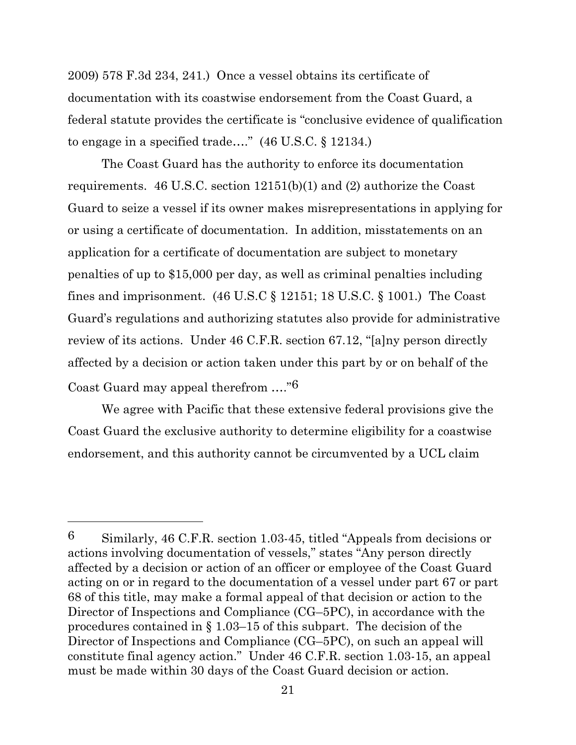2009) 578 F.3d 234, 241.) Once a vessel obtains its certificate of documentation with its coastwise endorsement from the Coast Guard, a federal statute provides the certificate is "conclusive evidence of qualification to engage in a specified trade…." (46 U.S.C. § 12134.)

The Coast Guard has the authority to enforce its documentation requirements. 46 U.S.C. section 12151(b)(1) and (2) authorize the Coast Guard to seize a vessel if its owner makes misrepresentations in applying for or using a certificate of documentation. In addition, misstatements on an application for a certificate of documentation are subject to monetary penalties of up to $15,000 per day, as well as criminal penalties including fines and imprisonment. (46 U.S.C § 12151; 18 U.S.C. § 1001.) The Coast Guard's regulations and authorizing statutes also provide for administrative review of its actions. Under 46 C.F.R. section 67.12, "[a]ny person directly affected by a decision or action taken under this part by or on behalf of the Coast Guard may appeal therefrom …."[6]

We agree with Pacific that these extensive federal provisions give the Coast Guard the exclusive authority to determine eligibility for a coastwise endorsement, and this authority cannot be circumvented by a UCL claim

---

[6] Similarly, 46 C.F.R. section 1.03-45, titled "Appeals from decisions or actions involving documentation of vessels," states "Any person directly affected by a decision or action of an officer or employee of the Coast Guard acting on or in regard to the documentation of a vessel under part 67 or part 68 of this title, may make a formal appeal of that decision or action to the Director of Inspections and Compliance (CG–5PC), in accordance with the procedures contained in § 1.03–15 of this subpart. The decision of the Director of Inspections and Compliance (CG–5PC), on such an appeal will constitute final agency action." Under 46 C.F.R. section 1.03-15, an appeal must be made within 30 days of the Coast Guard decision or action.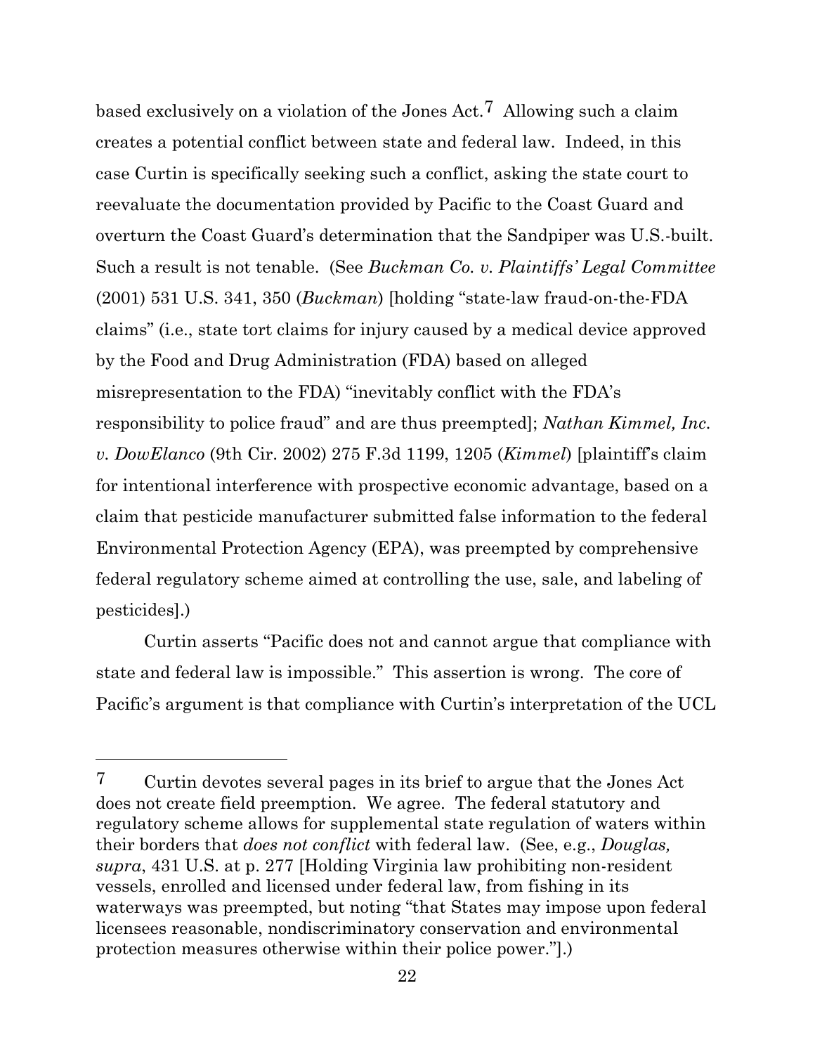based exclusively on a violation of the Jones Act.[7] Allowing such a claim creates a potential conflict between state and federal law. Indeed, in this case Curtin is specifically seeking such a conflict, asking the state court to reevaluate the documentation provided by Pacific to the Coast Guard and overturn the Coast Guard's determination that the Sandpiper was U.S.-built. Such a result is not tenable. (See *Buckman Co. v. Plaintiffs' Legal Committee* (2001) 531 U.S. 341, 350 (*Buckman*) [holding "state-law fraud-on-the-FDA claims" (i.e., state tort claims for injury caused by a medical device approved by the Food and Drug Administration (FDA) based on alleged misrepresentation to the FDA) "inevitably conflict with the FDA's responsibility to police fraud" and are thus preempted]; *Nathan Kimmel, Inc. v. DowElanco* (9th Cir. 2002) 275 F.3d 1199, 1205 (*Kimmel*) [plaintiff's claim for intentional interference with prospective economic advantage, based on a claim that pesticide manufacturer submitted false information to the federal Environmental Protection Agency (EPA), was preempted by comprehensive federal regulatory scheme aimed at controlling the use, sale, and labeling of pesticides].)

Curtin asserts "Pacific does not and cannot argue that compliance with state and federal law is impossible." This assertion is wrong. The core of Pacific's argument is that compliance with Curtin's interpretation of the UCL

---

[7] Curtin devotes several pages in its brief to argue that the Jones Act does not create field preemption. We agree. The federal statutory and regulatory scheme allows for supplemental state regulation of waters within their borders that *does not conflict* with federal law. (See, e.g., *Douglas, supra*, 431 U.S. at p. 277 [Holding Virginia law prohibiting non-resident vessels, enrolled and licensed under federal law, from fishing in its waterways was preempted, but noting "that States may impose upon federal licensees reasonable, nondiscriminatory conservation and environmental protection measures otherwise within their police power."].)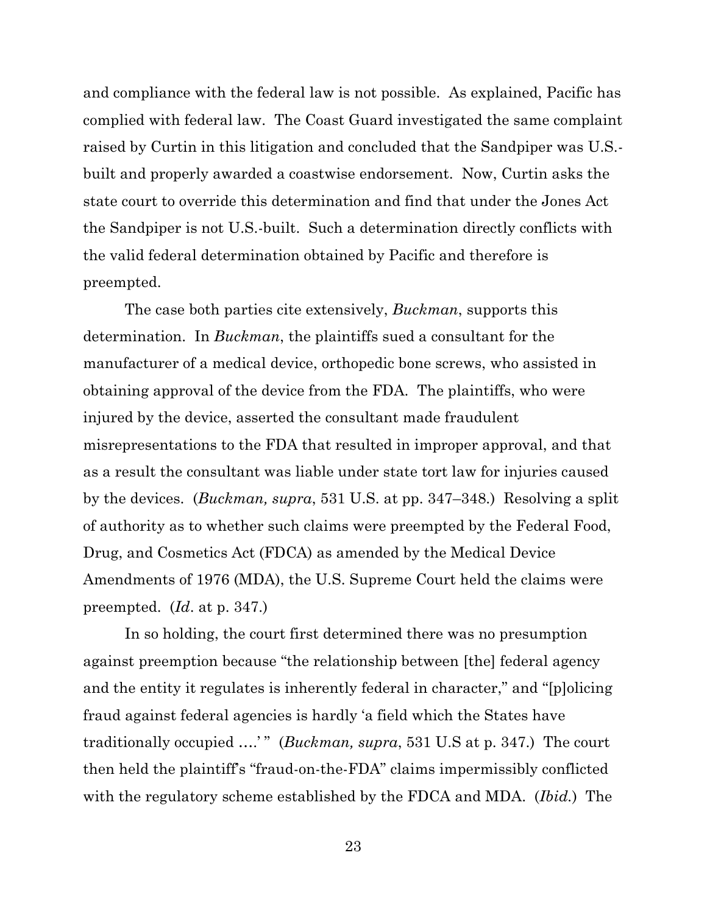and compliance with the federal law is not possible. As explained, Pacific has complied with federal law. The Coast Guard investigated the same complaint raised by Curtin in this litigation and concluded that the Sandpiper was U.S.-built and properly awarded a coastwise endorsement. Now, Curtin asks the state court to override this determination and find that under the Jones Act the Sandpiper is not U.S.-built. Such a determination directly conflicts with the valid federal determination obtained by Pacific and therefore is preempted.

The case both parties cite extensively, *Buckman*, supports this determination. In *Buckman*, the plaintiffs sued a consultant for the manufacturer of a medical device, orthopedic bone screws, who assisted in obtaining approval of the device from the FDA. The plaintiffs, who were injured by the device, asserted the consultant made fraudulent misrepresentations to the FDA that resulted in improper approval, and that as a result the consultant was liable under state tort law for injuries caused by the devices. (*Buckman, supra*, 531 U.S. at pp. 347–348.) Resolving a split of authority as to whether such claims were preempted by the Federal Food, Drug, and Cosmetics Act (FDCA) as amended by the Medical Device Amendments of 1976 (MDA), the U.S. Supreme Court held the claims were preempted. (*Id*. at p. 347.)

In so holding, the court first determined there was no presumption against preemption because "the relationship between [the] federal agency and the entity it regulates is inherently federal in character," and "[p]olicing fraud against federal agencies is hardly 'a field which the States have traditionally occupied ….' " (*Buckman, supra*, 531 U.S at p. 347.) The court then held the plaintiff's "fraud-on-the-FDA" claims impermissibly conflicted with the regulatory scheme established by the FDCA and MDA. (*Ibid.*) The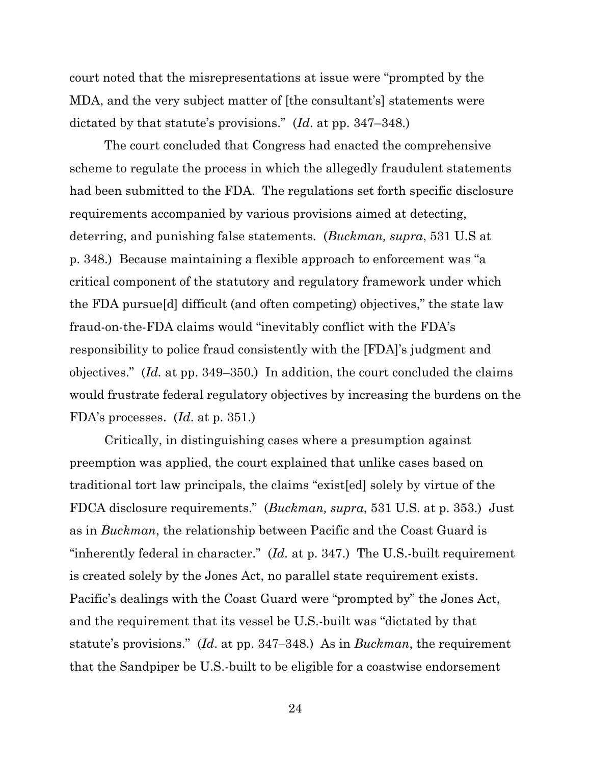court noted that the misrepresentations at issue were "prompted by the MDA, and the very subject matter of [the consultant's] statements were dictated by that statute's provisions." (*Id*. at pp. 347–348.)

The court concluded that Congress had enacted the comprehensive scheme to regulate the process in which the allegedly fraudulent statements had been submitted to the FDA. The regulations set forth specific disclosure requirements accompanied by various provisions aimed at detecting, deterring, and punishing false statements. (*Buckman, supra*, 531 U.S at p. 348.) Because maintaining a flexible approach to enforcement was "a critical component of the statutory and regulatory framework under which the FDA pursue[d] difficult (and often competing) objectives," the state law fraud-on-the-FDA claims would "inevitably conflict with the FDA's responsibility to police fraud consistently with the [FDA]'s judgment and objectives." (*Id.* at pp. 349–350.) In addition, the court concluded the claims would frustrate federal regulatory objectives by increasing the burdens on the FDA's processes. (*Id*. at p. 351.)

Critically, in distinguishing cases where a presumption against preemption was applied, the court explained that unlike cases based on traditional tort law principals, the claims "exist[ed] solely by virtue of the FDCA disclosure requirements." (*Buckman, supra*, 531 U.S. at p. 353.) Just as in *Buckman*, the relationship between Pacific and the Coast Guard is "inherently federal in character." (*Id.* at p. 347.) The U.S.-built requirement is created solely by the Jones Act, no parallel state requirement exists. Pacific's dealings with the Coast Guard were "prompted by" the Jones Act, and the requirement that its vessel be U.S.-built was "dictated by that statute's provisions." (*Id*. at pp. 347–348.) As in *Buckman*, the requirement that the Sandpiper be U.S.-built to be eligible for a coastwise endorsement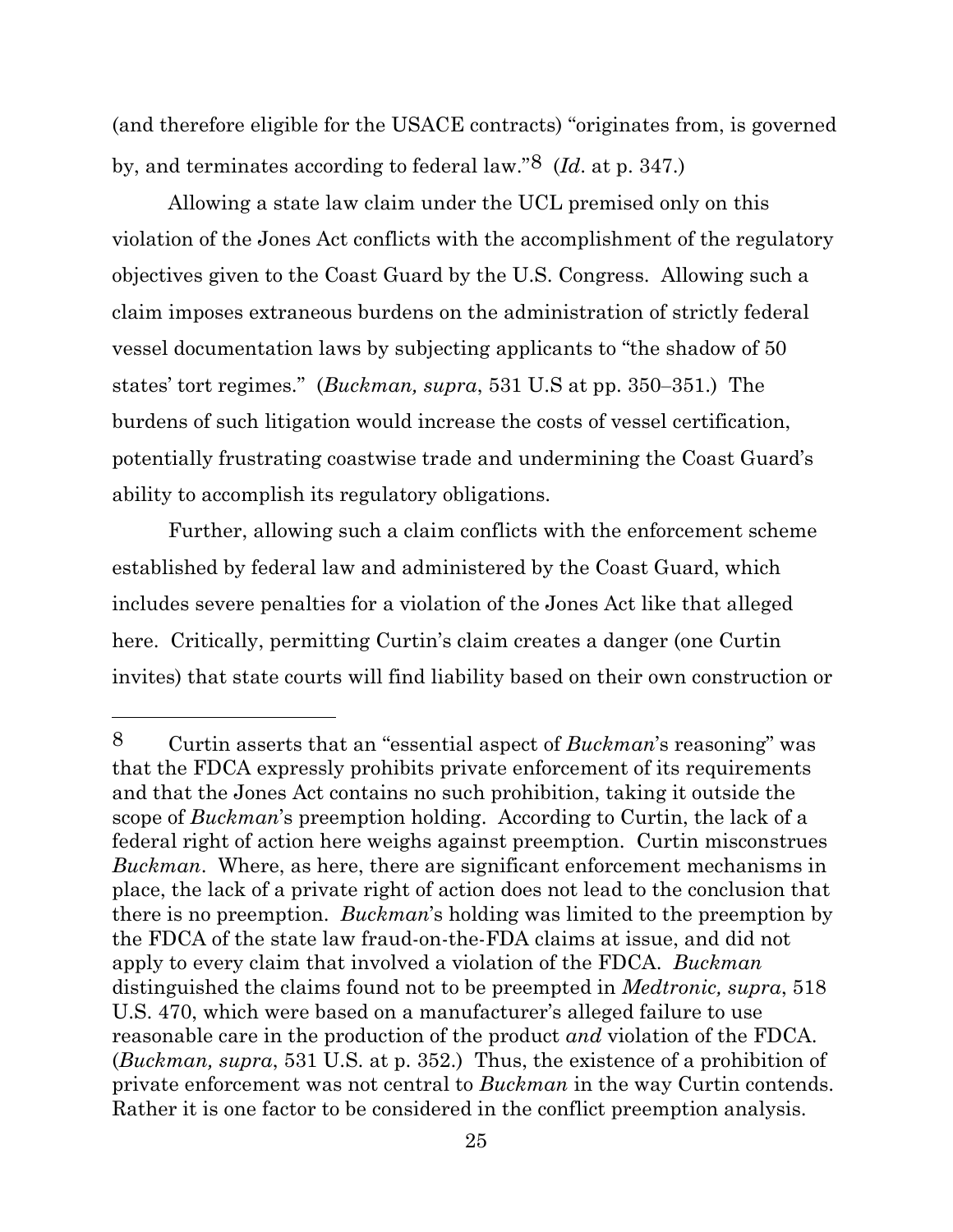(and therefore eligible for the USACE contracts) "originates from, is governed by, and terminates according to federal law."[8] (*Id*. at p. 347.)

Allowing a state law claim under the UCL premised only on this violation of the Jones Act conflicts with the accomplishment of the regulatory objectives given to the Coast Guard by the U.S. Congress. Allowing such a claim imposes extraneous burdens on the administration of strictly federal vessel documentation laws by subjecting applicants to "the shadow of 50 states' tort regimes." (*Buckman, supra*, 531 U.S at pp. 350–351.) The burdens of such litigation would increase the costs of vessel certification, potentially frustrating coastwise trade and undermining the Coast Guard's ability to accomplish its regulatory obligations.

Further, allowing such a claim conflicts with the enforcement scheme established by federal law and administered by the Coast Guard, which includes severe penalties for a violation of the Jones Act like that alleged here. Critically, permitting Curtin's claim creates a danger (one Curtin invites) that state courts will find liability based on their own construction or

---

[8] Curtin asserts that an "essential aspect of *Buckman*'s reasoning" was that the FDCA expressly prohibits private enforcement of its requirements and that the Jones Act contains no such prohibition, taking it outside the scope of *Buckman*'s preemption holding. According to Curtin, the lack of a federal right of action here weighs against preemption. Curtin misconstrues *Buckman*. Where, as here, there are significant enforcement mechanisms in place, the lack of a private right of action does not lead to the conclusion that there is no preemption. *Buckman*'s holding was limited to the preemption by the FDCA of the state law fraud-on-the-FDA claims at issue, and did not apply to every claim that involved a violation of the FDCA. *Buckman* distinguished the claims found not to be preempted in *Medtronic, supra*, 518 U.S. 470, which were based on a manufacturer's alleged failure to use reasonable care in the production of the product *and* violation of the FDCA. (*Buckman, supra*, 531 U.S. at p. 352.) Thus, the existence of a prohibition of private enforcement was not central to *Buckman* in the way Curtin contends. Rather it is one factor to be considered in the conflict preemption analysis.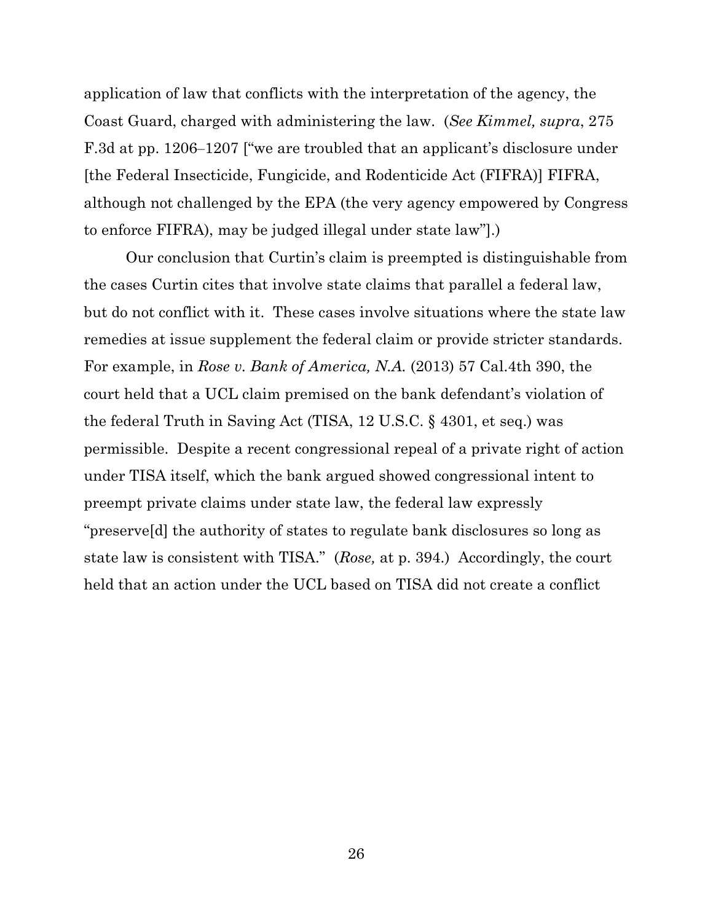application of law that conflicts with the interpretation of the agency, the Coast Guard, charged with administering the law. (*See Kimmel, supra*, 275 F.3d at pp. 1206–1207 ["we are troubled that an applicant's disclosure under [the Federal Insecticide, Fungicide, and Rodenticide Act (FIFRA)] FIFRA, although not challenged by the EPA (the very agency empowered by Congress to enforce FIFRA), may be judged illegal under state law"].)

Our conclusion that Curtin's claim is preempted is distinguishable from the cases Curtin cites that involve state claims that parallel a federal law, but do not conflict with it. These cases involve situations where the state law remedies at issue supplement the federal claim or provide stricter standards. For example, in *Rose v. Bank of America, N.A.* (2013) 57 Cal.4th 390, the court held that a UCL claim premised on the bank defendant's violation of the federal Truth in Saving Act (TISA, 12 U.S.C. § 4301, et seq.) was permissible. Despite a recent congressional repeal of a private right of action under TISA itself, which the bank argued showed congressional intent to preempt private claims under state law, the federal law expressly "preserve[d] the authority of states to regulate bank disclosures so long as state law is consistent with TISA." (*Rose,* at p. 394.) Accordingly, the court held that an action under the UCL based on TISA did not create a conflict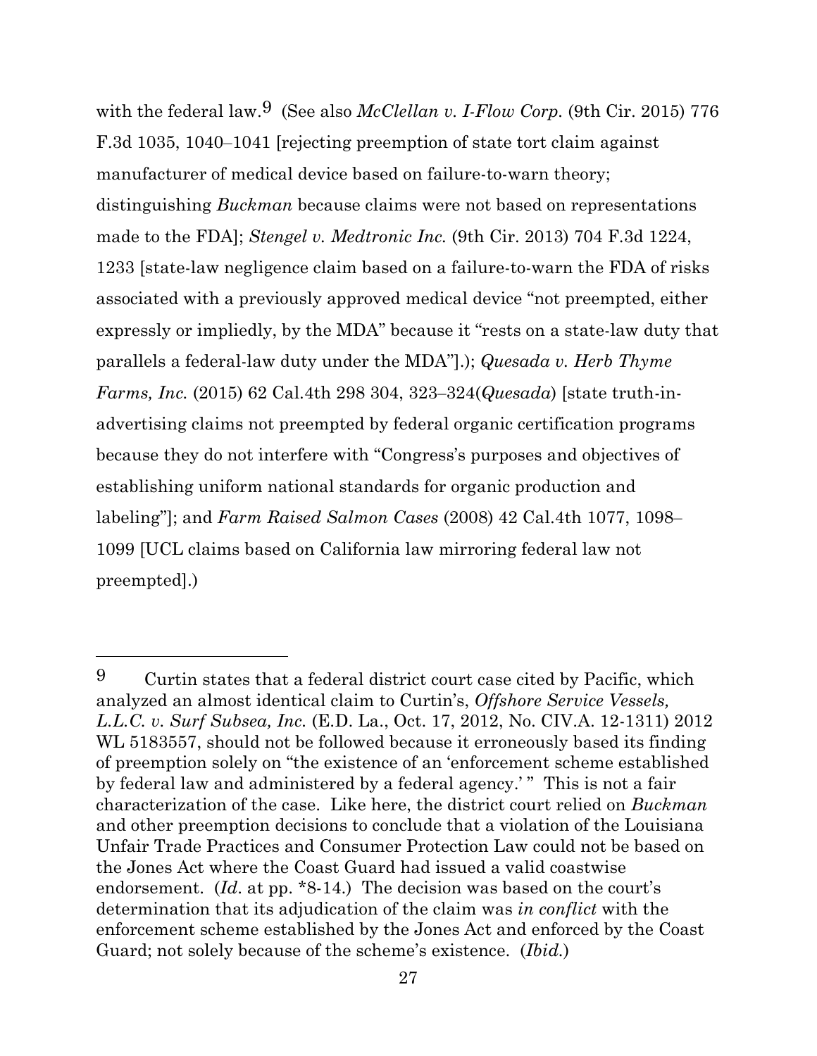with the federal law.[9] (See also *McClellan v. I-Flow Corp.* (9th Cir. 2015) 776 F.3d 1035, 1040–1041 [rejecting preemption of state tort claim against manufacturer of medical device based on failure-to-warn theory; distinguishing *Buckman* because claims were not based on representations made to the FDA]; *Stengel v. Medtronic Inc.* (9th Cir. 2013) 704 F.3d 1224, 1233 [state-law negligence claim based on a failure-to-warn the FDA of risks associated with a previously approved medical device "not preempted, either expressly or impliedly, by the MDA" because it "rests on a state-law duty that parallels a federal-law duty under the MDA"].); *Quesada v. Herb Thyme Farms, Inc.* (2015) 62 Cal.4th 298 304, 323–324(*Quesada*) [state truth-in-advertising claims not preempted by federal organic certification programs because they do not interfere with "Congress's purposes and objectives of establishing uniform national standards for organic production and labeling"]; and *Farm Raised Salmon Cases* (2008) 42 Cal.4th 1077, 1098–1099 [UCL claims based on California law mirroring federal law not preempted].)

---

[9] Curtin states that a federal district court case cited by Pacific, which analyzed an almost identical claim to Curtin's, *Offshore Service Vessels, L.L.C. v. Surf Subsea, Inc.* (E.D. La., Oct. 17, 2012, No. CIV.A. 12-1311) 2012 WL 5183557, should not be followed because it erroneously based its finding of preemption solely on "the existence of an 'enforcement scheme established by federal law and administered by a federal agency.' " This is not a fair characterization of the case. Like here, the district court relied on *Buckman* and other preemption decisions to conclude that a violation of the Louisiana Unfair Trade Practices and Consumer Protection Law could not be based on the Jones Act where the Coast Guard had issued a valid coastwise endorsement. (*Id*. at pp. *8-14.) The decision was based on the court's determination that its adjudication of the claim was *in conflict* with the enforcement scheme established by the Jones Act and enforced by the Coast Guard; not solely because of the scheme's existence. (*Ibid.*)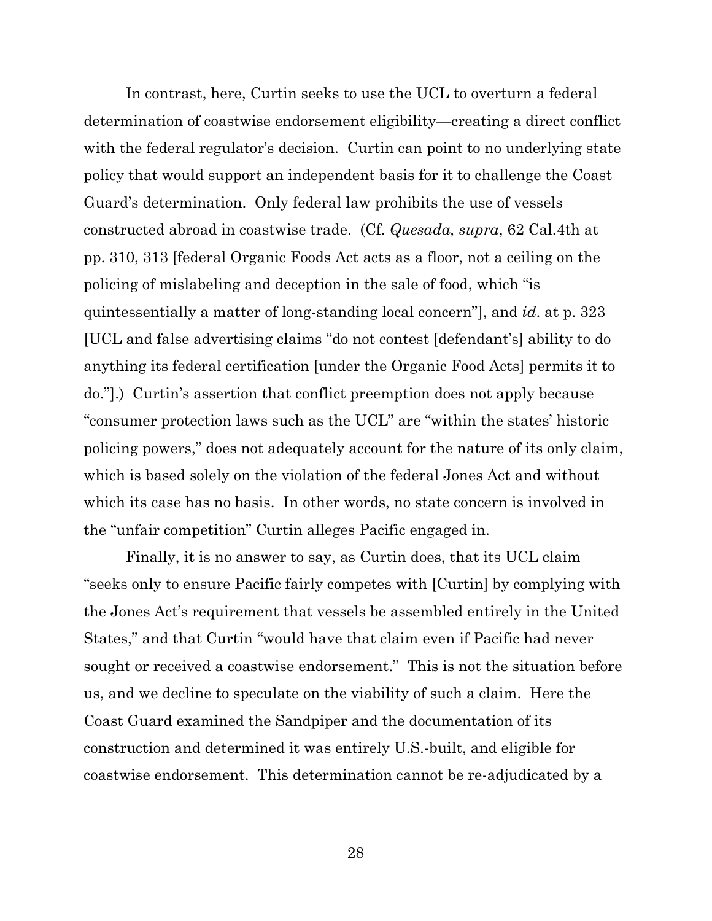In contrast, here, Curtin seeks to use the UCL to overturn a federal determination of coastwise endorsement eligibility—creating a direct conflict with the federal regulator's decision. Curtin can point to no underlying state policy that would support an independent basis for it to challenge the Coast Guard's determination. Only federal law prohibits the use of vessels constructed abroad in coastwise trade. (Cf. *Quesada, supra*, 62 Cal.4th at pp. 310, 313 [federal Organic Foods Act acts as a floor, not a ceiling on the policing of mislabeling and deception in the sale of food, which "is quintessentially a matter of long-standing local concern"], and *id*. at p. 323 [UCL and false advertising claims "do not contest [defendant's] ability to do anything its federal certification [under the Organic Food Acts] permits it to do."].) Curtin's assertion that conflict preemption does not apply because "consumer protection laws such as the UCL" are "within the states' historic policing powers," does not adequately account for the nature of its only claim, which is based solely on the violation of the federal Jones Act and without which its case has no basis. In other words, no state concern is involved in the "unfair competition" Curtin alleges Pacific engaged in.

Finally, it is no answer to say, as Curtin does, that its UCL claim "seeks only to ensure Pacific fairly competes with [Curtin] by complying with the Jones Act's requirement that vessels be assembled entirely in the United States," and that Curtin "would have that claim even if Pacific had never sought or received a coastwise endorsement." This is not the situation before us, and we decline to speculate on the viability of such a claim. Here the Coast Guard examined the Sandpiper and the documentation of its construction and determined it was entirely U.S.-built, and eligible for coastwise endorsement. This determination cannot be re-adjudicated by a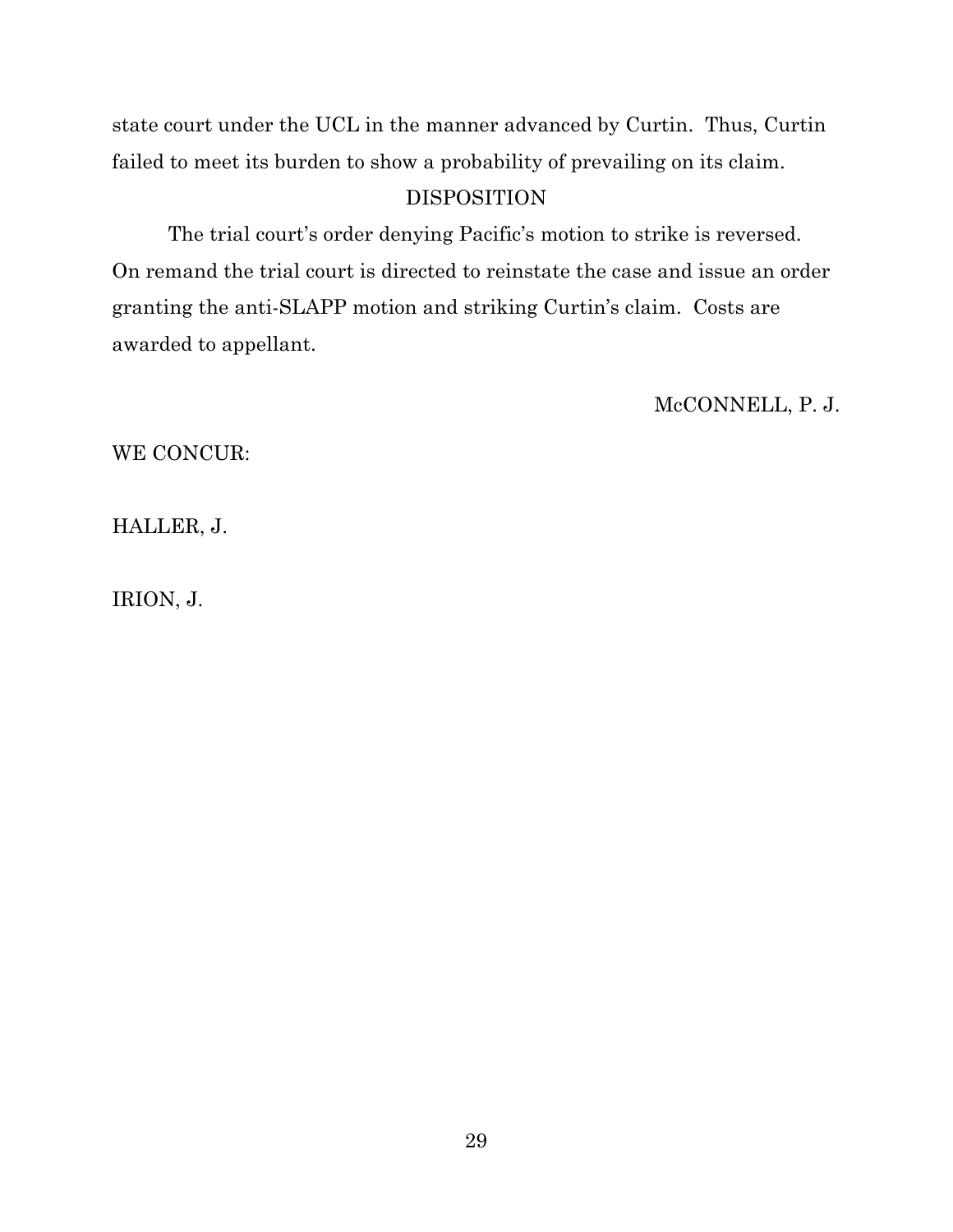state court under the UCL in the manner advanced by Curtin. Thus, Curtin failed to meet its burden to show a probability of prevailing on its claim.

## DISPOSITION

The trial court's order denying Pacific's motion to strike is reversed. On remand the trial court is directed to reinstate the case and issue an order granting the anti-SLAPP motion and striking Curtin's claim. Costs are awarded to appellant.

McCONNELL, P. J.

WE CONCUR:

HALLER, J.

IRION, J.